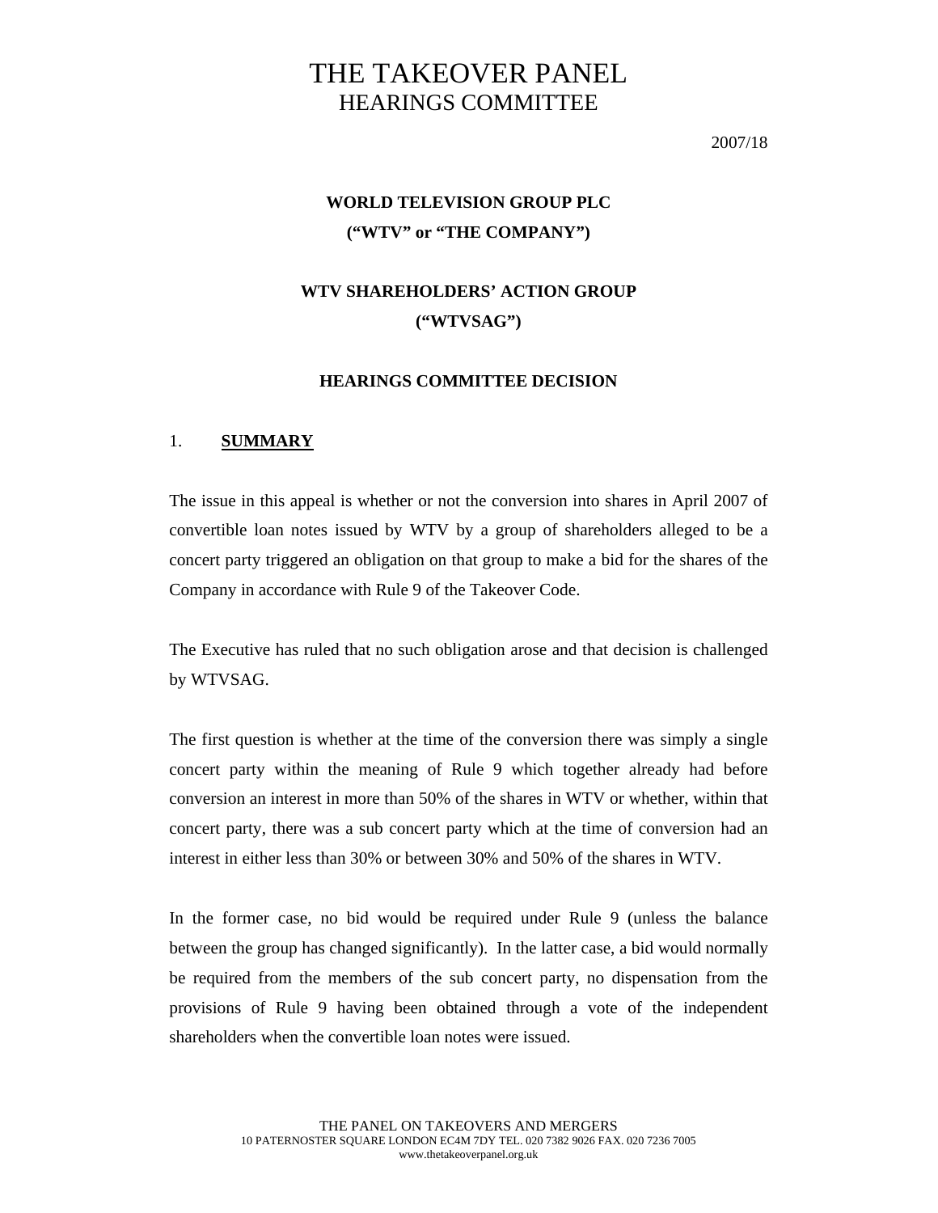# THE TAKEOVER PANEL
## HEARINGS COMMITTEE

2007/18

**WORLD TELEVISION GROUP PLC**
**("WTV" or "THE COMPANY")**

**WTV SHAREHOLDERS' ACTION GROUP**
**("WTVSAG")**

**HEARINGS COMMITTEE DECISION**

### 1. **SUMMARY**

The issue in this appeal is whether or not the conversion into shares in April 2007 of convertible loan notes issued by WTV by a group of shareholders alleged to be a concert party triggered an obligation on that group to make a bid for the shares of the Company in accordance with Rule 9 of the Takeover Code.

The Executive has ruled that no such obligation arose and that decision is challenged by WTVSAG.

The first question is whether at the time of the conversion there was simply a single concert party within the meaning of Rule 9 which together already had before conversion an interest in more than 50% of the shares in WTV or whether, within that concert party, there was a sub concert party which at the time of conversion had an interest in either less than 30% or between 30% and 50% of the shares in WTV.

In the former case, no bid would be required under Rule 9 (unless the balance between the group has changed significantly). In the latter case, a bid would normally be required from the members of the sub concert party, no dispensation from the provisions of Rule 9 having been obtained through a vote of the independent shareholders when the convertible loan notes were issued.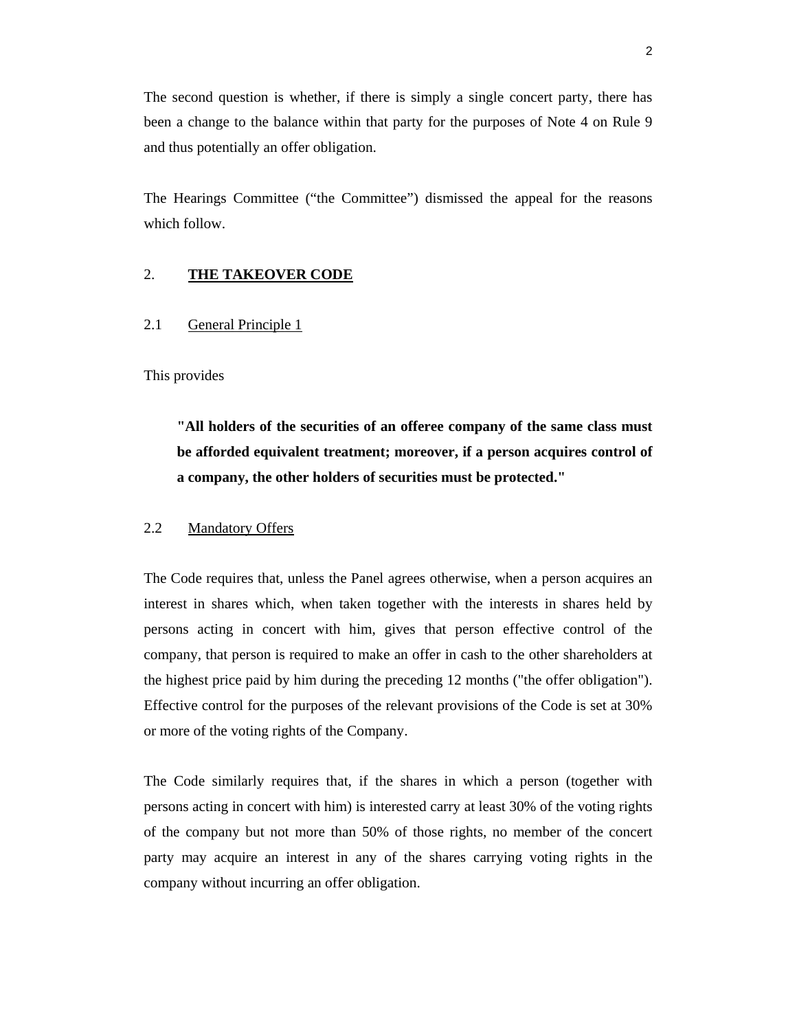The second question is whether, if there is simply a single concert party, there has been a change to the balance within that party for the purposes of Note 4 on Rule 9 and thus potentially an offer obligation.

The Hearings Committee ("the Committee") dismissed the appeal for the reasons which follow.

## 2. THE TAKEOVER CODE

### 2.1 General Principle 1

This provides

> **"All holders of the securities of an offeree company of the same class must be afforded equivalent treatment; moreover, if a person acquires control of a company, the other holders of securities must be protected."**

### 2.2 Mandatory Offers

The Code requires that, unless the Panel agrees otherwise, when a person acquires an interest in shares which, when taken together with the interests in shares held by persons acting in concert with him, gives that person effective control of the company, that person is required to make an offer in cash to the other shareholders at the highest price paid by him during the preceding 12 months ("the offer obligation"). Effective control for the purposes of the relevant provisions of the Code is set at 30% or more of the voting rights of the Company.

The Code similarly requires that, if the shares in which a person (together with persons acting in concert with him) is interested carry at least 30% of the voting rights of the company but not more than 50% of those rights, no member of the concert party may acquire an interest in any of the shares carrying voting rights in the company without incurring an offer obligation.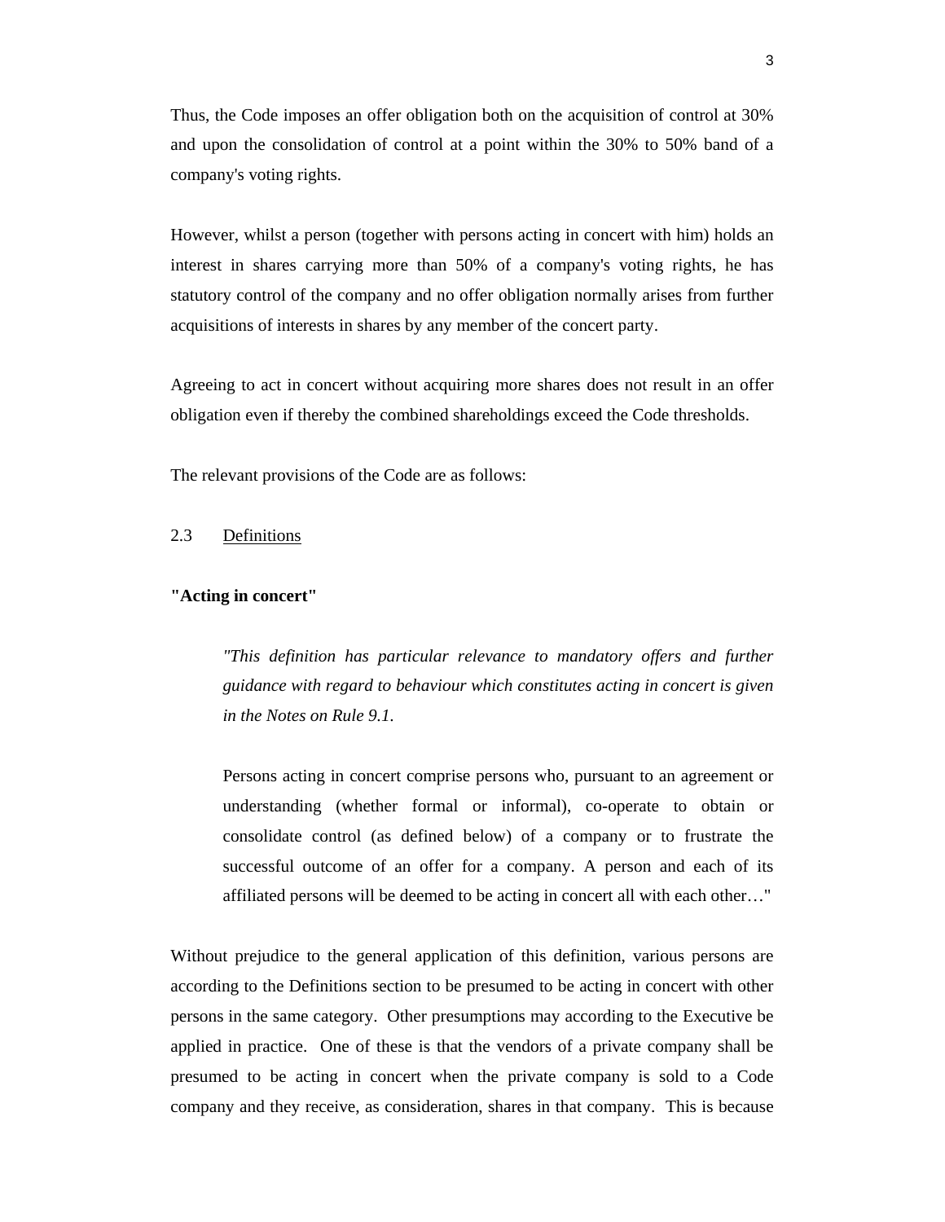Thus, the Code imposes an offer obligation both on the acquisition of control at 30% and upon the consolidation of control at a point within the 30% to 50% band of a company's voting rights.

However, whilst a person (together with persons acting in concert with him) holds an interest in shares carrying more than 50% of a company's voting rights, he has statutory control of the company and no offer obligation normally arises from further acquisitions of interests in shares by any member of the concert party.

Agreeing to act in concert without acquiring more shares does not result in an offer obligation even if thereby the combined shareholdings exceed the Code thresholds.

The relevant provisions of the Code are as follows:

2.3 Definitions

**"Acting in concert"**

> *"This definition has particular relevance to mandatory offers and further guidance with regard to behaviour which constitutes acting in concert is given in the Notes on Rule 9.1.*
>
> Persons acting in concert comprise persons who, pursuant to an agreement or understanding (whether formal or informal), co-operate to obtain or consolidate control (as defined below) of a company or to frustrate the successful outcome of an offer for a company. A person and each of its affiliated persons will be deemed to be acting in concert all with each other…"

Without prejudice to the general application of this definition, various persons are according to the Definitions section to be presumed to be acting in concert with other persons in the same category. Other presumptions may according to the Executive be applied in practice. One of these is that the vendors of a private company shall be presumed to be acting in concert when the private company is sold to a Code company and they receive, as consideration, shares in that company. This is because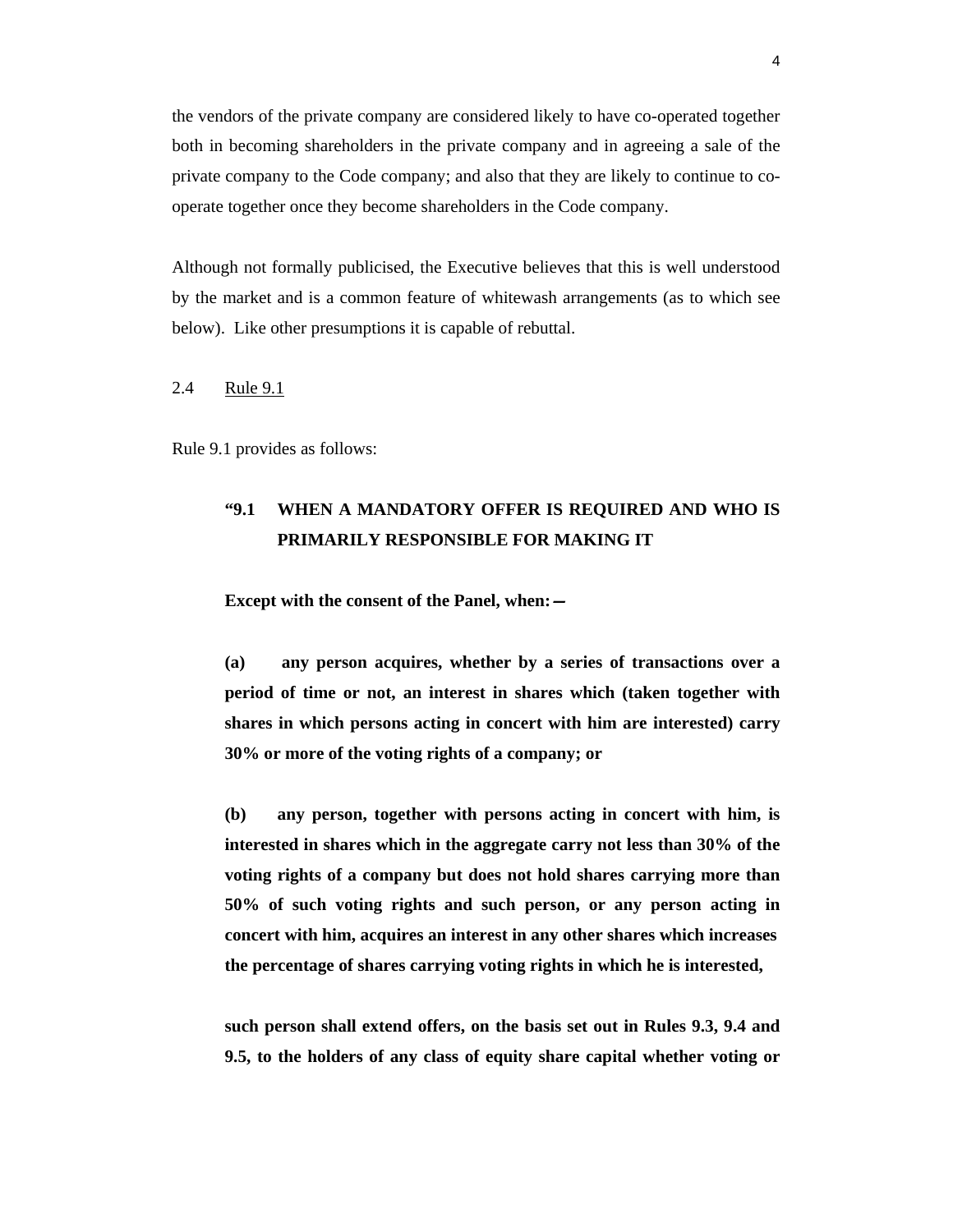the vendors of the private company are considered likely to have co-operated together both in becoming shareholders in the private company and in agreeing a sale of the private company to the Code company; and also that they are likely to continue to co-operate together once they become shareholders in the Code company.

Although not formally publicised, the Executive believes that this is well understood by the market and is a common feature of whitewash arrangements (as to which see below). Like other presumptions it is capable of rebuttal.

2.4 Rule 9.1

Rule 9.1 provides as follows:

> **"9.1 WHEN A MANDATORY OFFER IS REQUIRED AND WHO IS PRIMARILY RESPONSIBLE FOR MAKING IT**
>
> **Except with the consent of the Panel, when:—**
>
> **(a) any person acquires, whether by a series of transactions over a period of time or not, an interest in shares which (taken together with shares in which persons acting in concert with him are interested) carry 30% or more of the voting rights of a company; or**
>
> **(b) any person, together with persons acting in concert with him, is interested in shares which in the aggregate carry not less than 30% of the voting rights of a company but does not hold shares carrying more than 50% of such voting rights and such person, or any person acting in concert with him, acquires an interest in any other shares which increases the percentage of shares carrying voting rights in which he is interested,**
>
> **such person shall extend offers, on the basis set out in Rules 9.3, 9.4 and 9.5, to the holders of any class of equity share capital whether voting or**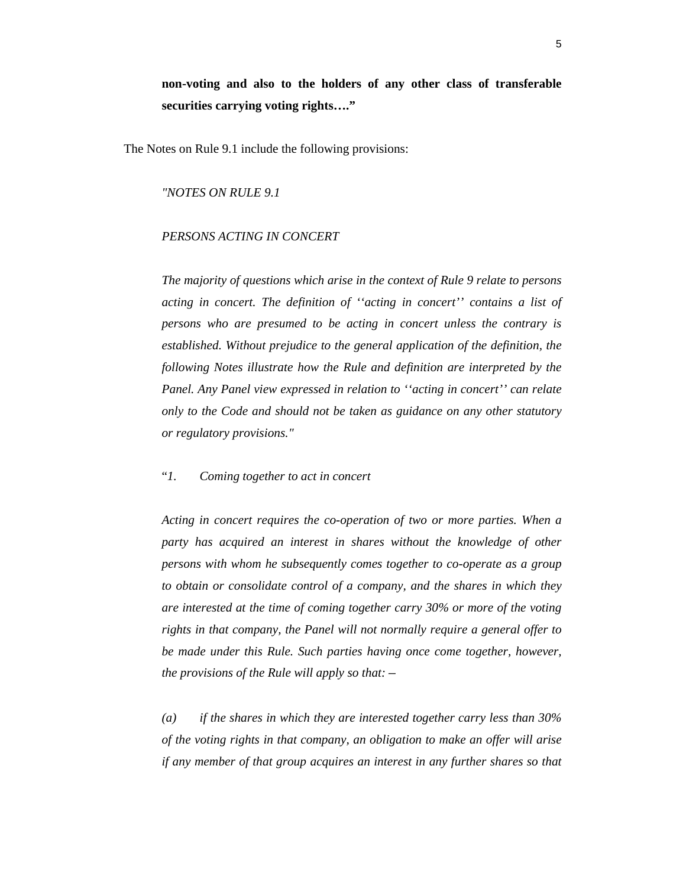> **non-voting and also to the holders of any other class of transferable securities carrying voting rights…."**

The Notes on Rule 9.1 include the following provisions:

> *"NOTES ON RULE 9.1*
>
> *PERSONS ACTING IN CONCERT*
>
> *The majority of questions which arise in the context of Rule 9 relate to persons acting in concert. The definition of ''acting in concert'' contains a list of persons who are presumed to be acting in concert unless the contrary is established. Without prejudice to the general application of the definition, the following Notes illustrate how the Rule and definition are interpreted by the Panel. Any Panel view expressed in relation to ''acting in concert'' can relate only to the Code and should not be taken as guidance on any other statutory or regulatory provisions."*
>
> "*1. Coming together to act in concert*
>
> *Acting in concert requires the co-operation of two or more parties. When a party has acquired an interest in shares without the knowledge of other persons with whom he subsequently comes together to co-operate as a group to obtain or consolidate control of a company, and the shares in which they are interested at the time of coming together carry 30% or more of the voting rights in that company, the Panel will not normally require a general offer to be made under this Rule. Such parties having once come together, however, the provisions of the Rule will apply so that: –*
>
> *(a) if the shares in which they are interested together carry less than 30% of the voting rights in that company, an obligation to make an offer will arise if any member of that group acquires an interest in any further shares so that*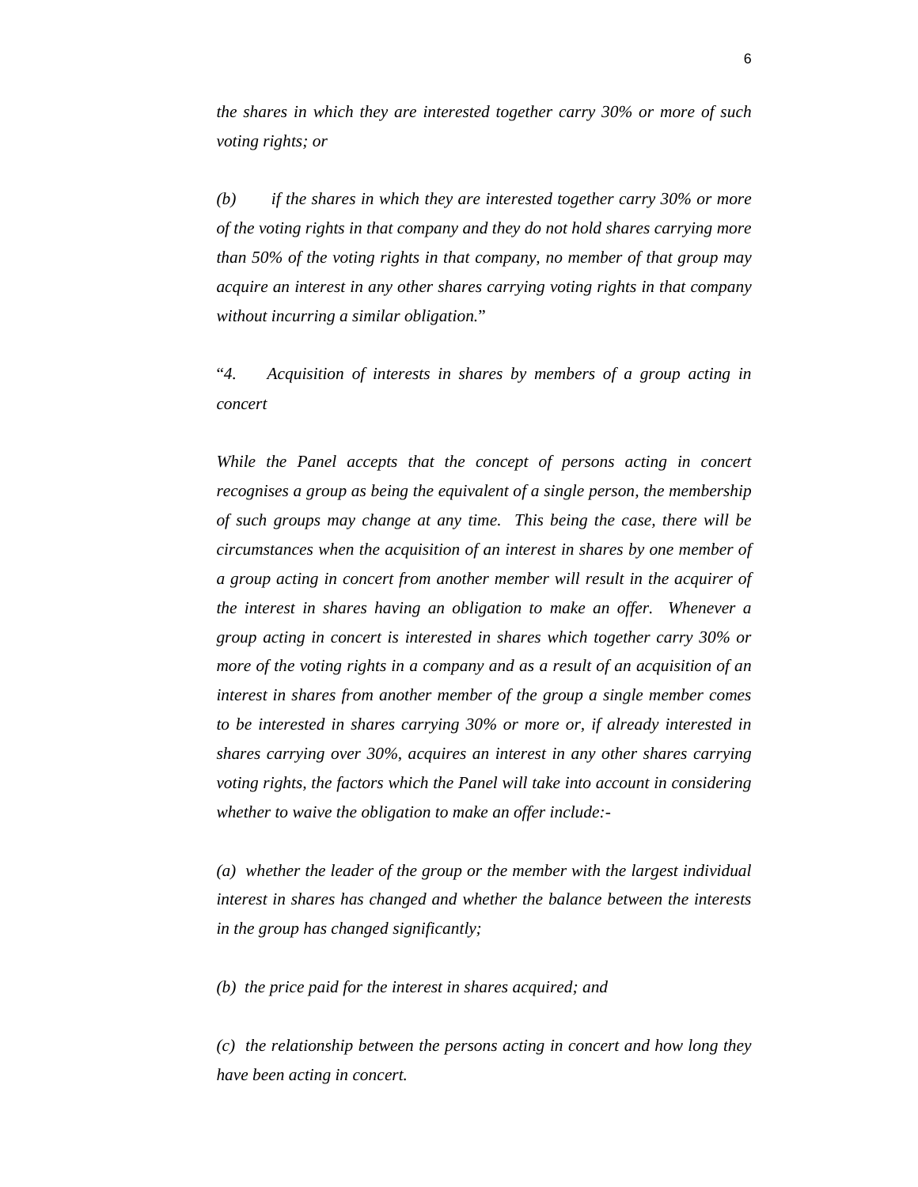*the shares in which they are interested together carry 30% or more of such voting rights; or*

*(b) if the shares in which they are interested together carry 30% or more of the voting rights in that company and they do not hold shares carrying more than 50% of the voting rights in that company, no member of that group may acquire an interest in any other shares carrying voting rights in that company without incurring a similar obligation.*"

"*4. Acquisition of interests in shares by members of a group acting in concert*

*While the Panel accepts that the concept of persons acting in concert recognises a group as being the equivalent of a single person, the membership of such groups may change at any time. This being the case, there will be circumstances when the acquisition of an interest in shares by one member of a group acting in concert from another member will result in the acquirer of the interest in shares having an obligation to make an offer. Whenever a group acting in concert is interested in shares which together carry 30% or more of the voting rights in a company and as a result of an acquisition of an interest in shares from another member of the group a single member comes to be interested in shares carrying 30% or more or, if already interested in shares carrying over 30%, acquires an interest in any other shares carrying voting rights, the factors which the Panel will take into account in considering whether to waive the obligation to make an offer include:-*

*(a) whether the leader of the group or the member with the largest individual interest in shares has changed and whether the balance between the interests in the group has changed significantly;*

*(b) the price paid for the interest in shares acquired; and*

*(c) the relationship between the persons acting in concert and how long they have been acting in concert.*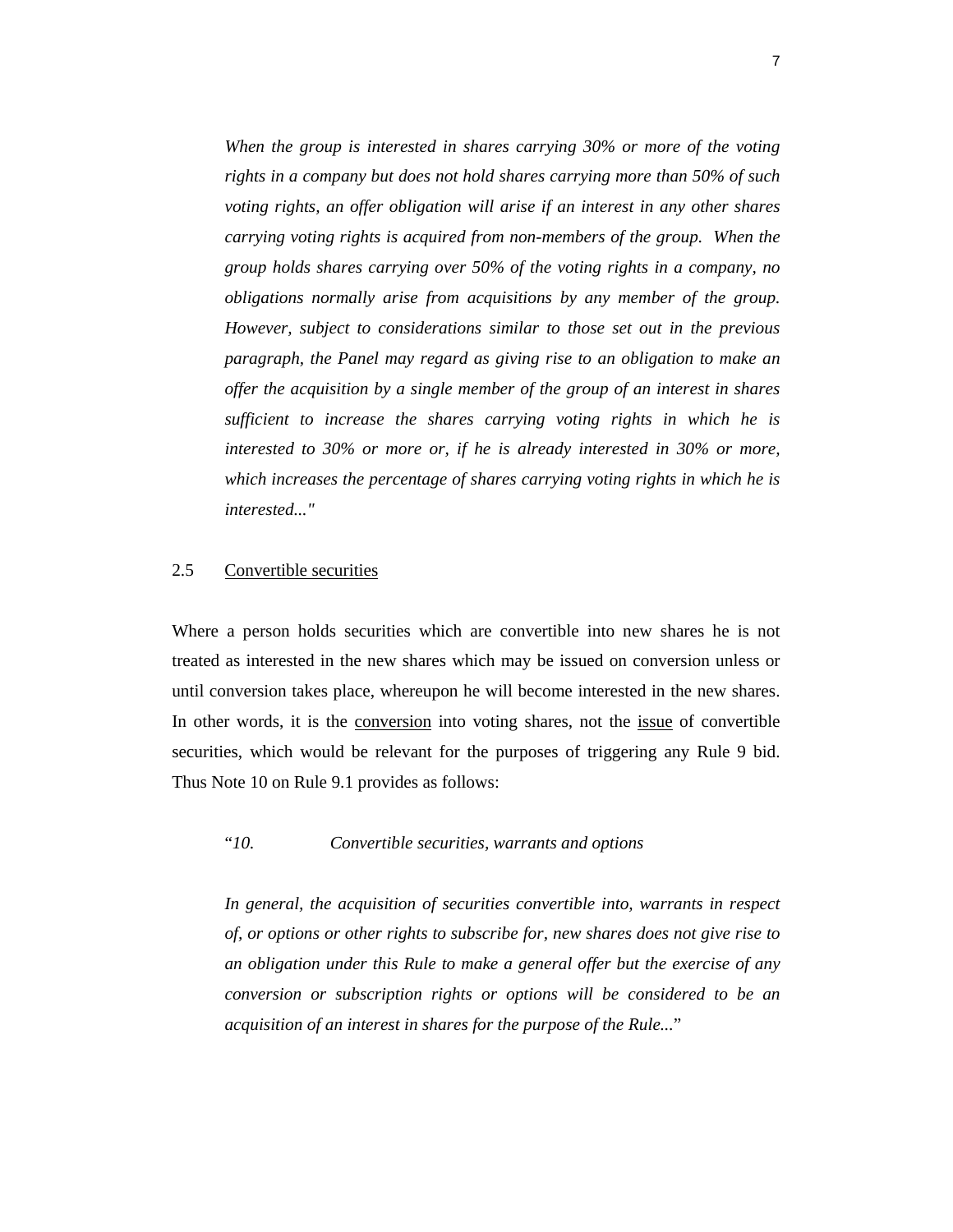*When the group is interested in shares carrying 30% or more of the voting rights in a company but does not hold shares carrying more than 50% of such voting rights, an offer obligation will arise if an interest in any other shares carrying voting rights is acquired from non-members of the group. When the group holds shares carrying over 50% of the voting rights in a company, no obligations normally arise from acquisitions by any member of the group. However, subject to considerations similar to those set out in the previous paragraph, the Panel may regard as giving rise to an obligation to make an offer the acquisition by a single member of the group of an interest in shares sufficient to increase the shares carrying voting rights in which he is interested to 30% or more or, if he is already interested in 30% or more, which increases the percentage of shares carrying voting rights in which he is interested..."*

## 2.5 Convertible securities

Where a person holds securities which are convertible into new shares he is not treated as interested in the new shares which may be issued on conversion unless or until conversion takes place, whereupon he will become interested in the new shares. In other words, it is the <u>conversion</u> into voting shares, not the <u>issue</u> of convertible securities, which would be relevant for the purposes of triggering any Rule 9 bid. Thus Note 10 on Rule 9.1 provides as follows:

"*10. Convertible securities, warrants and options*

*In general, the acquisition of securities convertible into, warrants in respect of, or options or other rights to subscribe for, new shares does not give rise to an obligation under this Rule to make a general offer but the exercise of any conversion or subscription rights or options will be considered to be an acquisition of an interest in shares for the purpose of the Rule...*"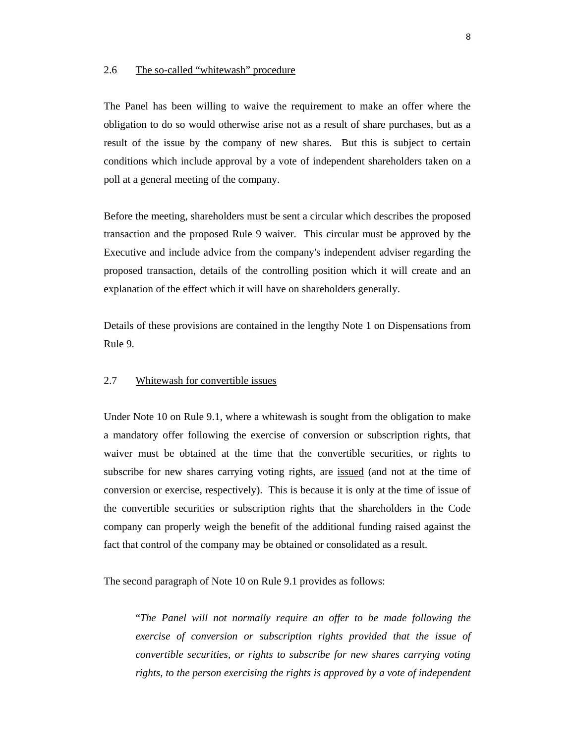### 2.6 <u>The so-called "whitewash" procedure</u>

The Panel has been willing to waive the requirement to make an offer where the obligation to do so would otherwise arise not as a result of share purchases, but as a result of the issue by the company of new shares. But this is subject to certain conditions which include approval by a vote of independent shareholders taken on a poll at a general meeting of the company.

Before the meeting, shareholders must be sent a circular which describes the proposed transaction and the proposed Rule 9 waiver. This circular must be approved by the Executive and include advice from the company's independent adviser regarding the proposed transaction, details of the controlling position which it will create and an explanation of the effect which it will have on shareholders generally.

Details of these provisions are contained in the lengthy Note 1 on Dispensations from Rule 9.

### 2.7 <u>Whitewash for convertible issues</u>

Under Note 10 on Rule 9.1, where a whitewash is sought from the obligation to make a mandatory offer following the exercise of conversion or subscription rights, that waiver must be obtained at the time that the convertible securities, or rights to subscribe for new shares carrying voting rights, are <u>issued</u> (and not at the time of conversion or exercise, respectively). This is because it is only at the time of issue of the convertible securities or subscription rights that the shareholders in the Code company can properly weigh the benefit of the additional funding raised against the fact that control of the company may be obtained or consolidated as a result.

The second paragraph of Note 10 on Rule 9.1 provides as follows:

> "*The Panel will not normally require an offer to be made following the exercise of conversion or subscription rights provided that the issue of convertible securities, or rights to subscribe for new shares carrying voting rights, to the person exercising the rights is approved by a vote of independent*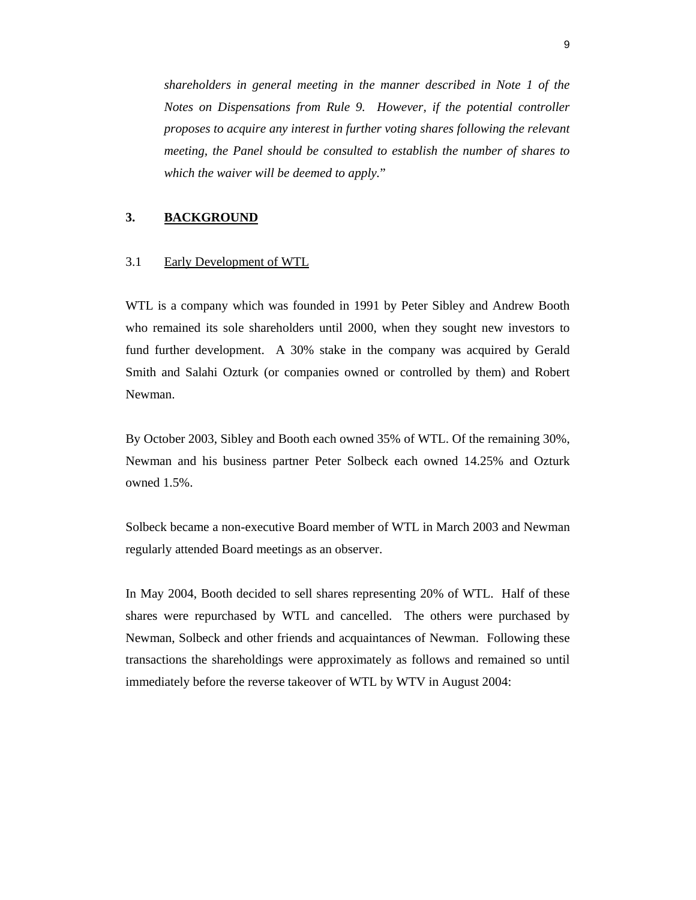*shareholders in general meeting in the manner described in Note 1 of the Notes on Dispensations from Rule 9. However, if the potential controller proposes to acquire any interest in further voting shares following the relevant meeting, the Panel should be consulted to establish the number of shares to which the waiver will be deemed to apply.*"

## 3. BACKGROUND

### 3.1 Early Development of WTL

WTL is a company which was founded in 1991 by Peter Sibley and Andrew Booth who remained its sole shareholders until 2000, when they sought new investors to fund further development. A 30% stake in the company was acquired by Gerald Smith and Salahi Ozturk (or companies owned or controlled by them) and Robert Newman.

By October 2003, Sibley and Booth each owned 35% of WTL. Of the remaining 30%, Newman and his business partner Peter Solbeck each owned 14.25% and Ozturk owned 1.5%.

Solbeck became a non-executive Board member of WTL in March 2003 and Newman regularly attended Board meetings as an observer.

In May 2004, Booth decided to sell shares representing 20% of WTL. Half of these shares were repurchased by WTL and cancelled. The others were purchased by Newman, Solbeck and other friends and acquaintances of Newman. Following these transactions the shareholdings were approximately as follows and remained so until immediately before the reverse takeover of WTL by WTV in August 2004: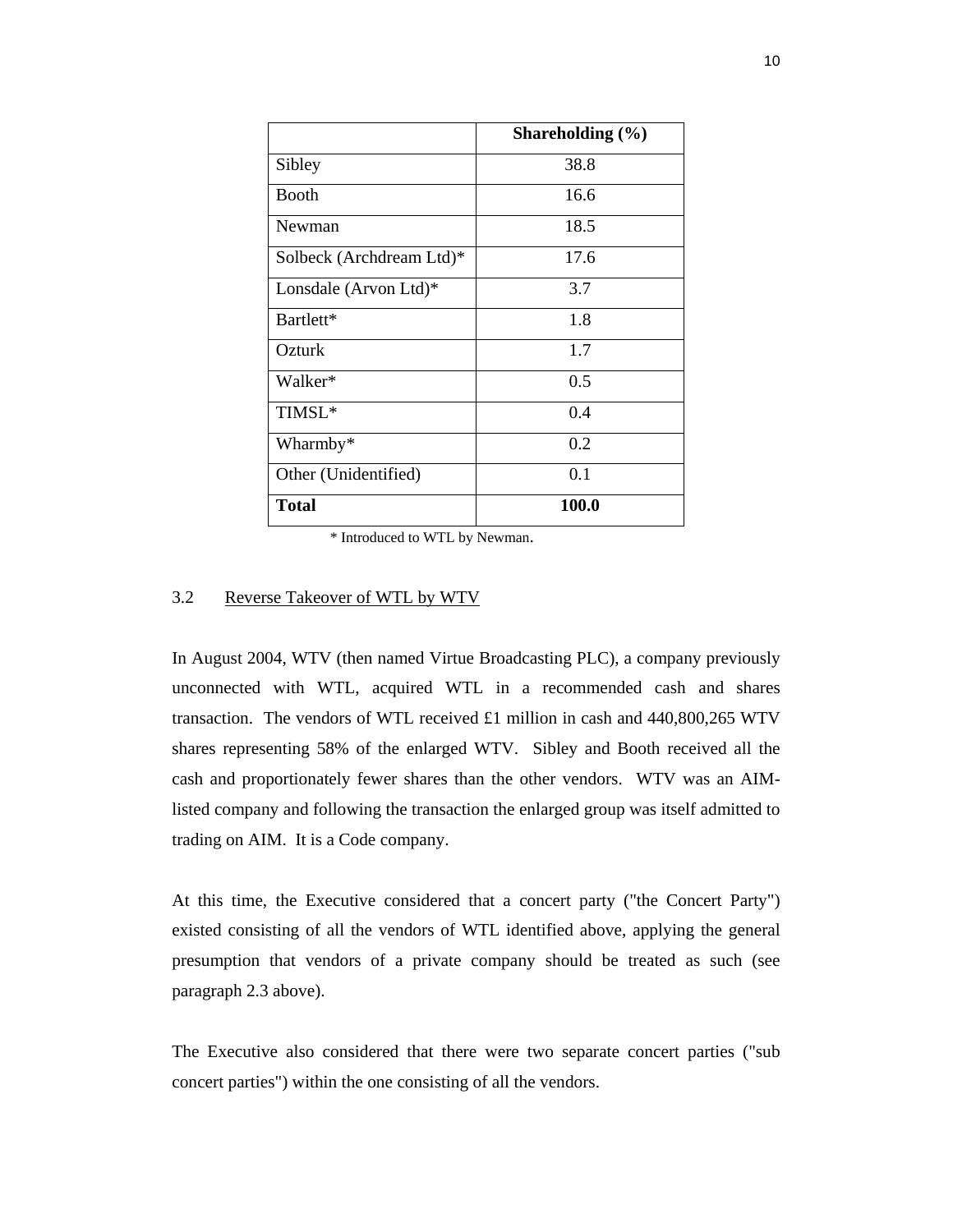| | **Shareholding (%)** |
|---|---|
| Sibley | 38.8 |
| Booth | 16.6 |
| Newman | 18.5 |
| Solbeck (Archdream Ltd)* | 17.6 |
| Lonsdale (Arvon Ltd)* | 3.7 |
| Bartlett* | 1.8 |
| Ozturk | 1.7 |
| Walker* | 0.5 |
| TIMSL* | 0.4 |
| Wharmby* | 0.2 |
| Other (Unidentified) | 0.1 |
| **Total** | **100.0** |

\* Introduced to WTL by Newman.

### 3.2 Reverse Takeover of WTL by WTV

In August 2004, WTV (then named Virtue Broadcasting PLC), a company previously unconnected with WTL, acquired WTL in a recommended cash and shares transaction. The vendors of WTL received £1 million in cash and 440,800,265 WTV shares representing 58% of the enlarged WTV. Sibley and Booth received all the cash and proportionately fewer shares than the other vendors. WTV was an AIM-listed company and following the transaction the enlarged group was itself admitted to trading on AIM. It is a Code company.

At this time, the Executive considered that a concert party ("the Concert Party") existed consisting of all the vendors of WTL identified above, applying the general presumption that vendors of a private company should be treated as such (see paragraph 2.3 above).

The Executive also considered that there were two separate concert parties ("sub concert parties") within the one consisting of all the vendors.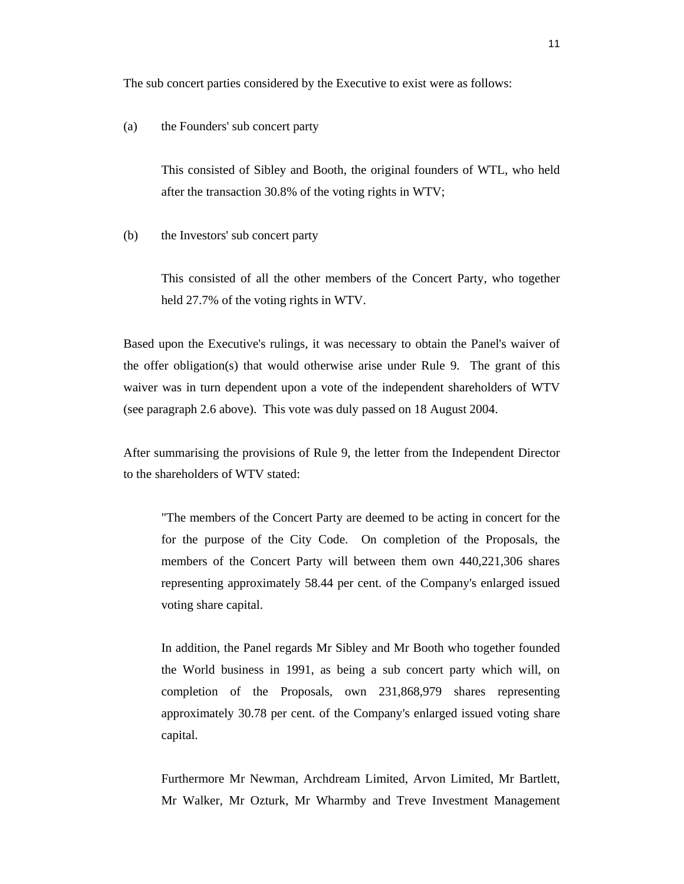The sub concert parties considered by the Executive to exist were as follows:

(a) the Founders' sub concert party

> This consisted of Sibley and Booth, the original founders of WTL, who held after the transaction 30.8% of the voting rights in WTV;

(b) the Investors' sub concert party

> This consisted of all the other members of the Concert Party, who together held 27.7% of the voting rights in WTV.

Based upon the Executive's rulings, it was necessary to obtain the Panel's waiver of the offer obligation(s) that would otherwise arise under Rule 9. The grant of this waiver was in turn dependent upon a vote of the independent shareholders of WTV (see paragraph 2.6 above). This vote was duly passed on 18 August 2004.

After summarising the provisions of Rule 9, the letter from the Independent Director to the shareholders of WTV stated:

> "The members of the Concert Party are deemed to be acting in concert for the for the purpose of the City Code. On completion of the Proposals, the members of the Concert Party will between them own 440,221,306 shares representing approximately 58.44 per cent. of the Company's enlarged issued voting share capital.
>
> In addition, the Panel regards Mr Sibley and Mr Booth who together founded the World business in 1991, as being a sub concert party which will, on completion of the Proposals, own 231,868,979 shares representing approximately 30.78 per cent. of the Company's enlarged issued voting share capital.
>
> Furthermore Mr Newman, Archdream Limited, Arvon Limited, Mr Bartlett, Mr Walker, Mr Ozturk, Mr Wharmby and Treve Investment Management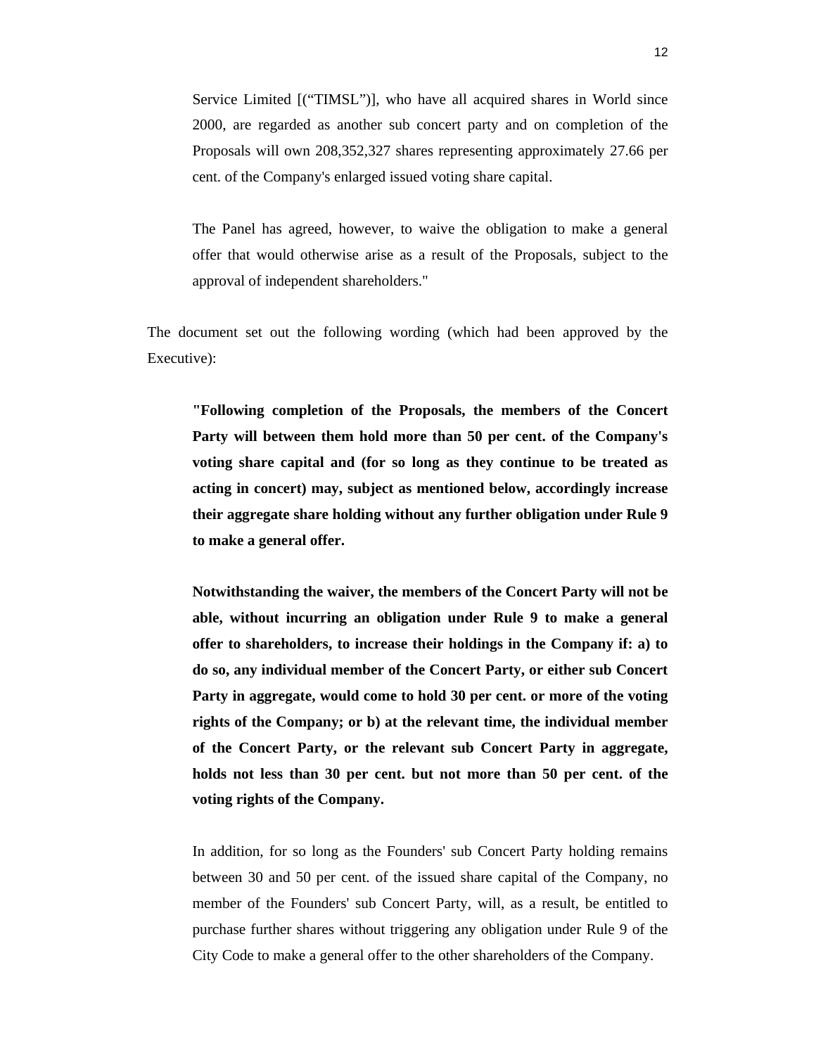Service Limited [("TIMSL")], who have all acquired shares in World since 2000, are regarded as another sub concert party and on completion of the Proposals will own 208,352,327 shares representing approximately 27.66 per cent. of the Company's enlarged issued voting share capital.

The Panel has agreed, however, to waive the obligation to make a general offer that would otherwise arise as a result of the Proposals, subject to the approval of independent shareholders."

The document set out the following wording (which had been approved by the Executive):

> **"Following completion of the Proposals, the members of the Concert Party will between them hold more than 50 per cent. of the Company's voting share capital and (for so long as they continue to be treated as acting in concert) may, subject as mentioned below, accordingly increase their aggregate share holding without any further obligation under Rule 9 to make a general offer.**
>
> **Notwithstanding the waiver, the members of the Concert Party will not be able, without incurring an obligation under Rule 9 to make a general offer to shareholders, to increase their holdings in the Company if: a) to do so, any individual member of the Concert Party, or either sub Concert Party in aggregate, would come to hold 30 per cent. or more of the voting rights of the Company; or b) at the relevant time, the individual member of the Concert Party, or the relevant sub Concert Party in aggregate, holds not less than 30 per cent. but not more than 50 per cent. of the voting rights of the Company.**
>
> In addition, for so long as the Founders' sub Concert Party holding remains between 30 and 50 per cent. of the issued share capital of the Company, no member of the Founders' sub Concert Party, will, as a result, be entitled to purchase further shares without triggering any obligation under Rule 9 of the City Code to make a general offer to the other shareholders of the Company.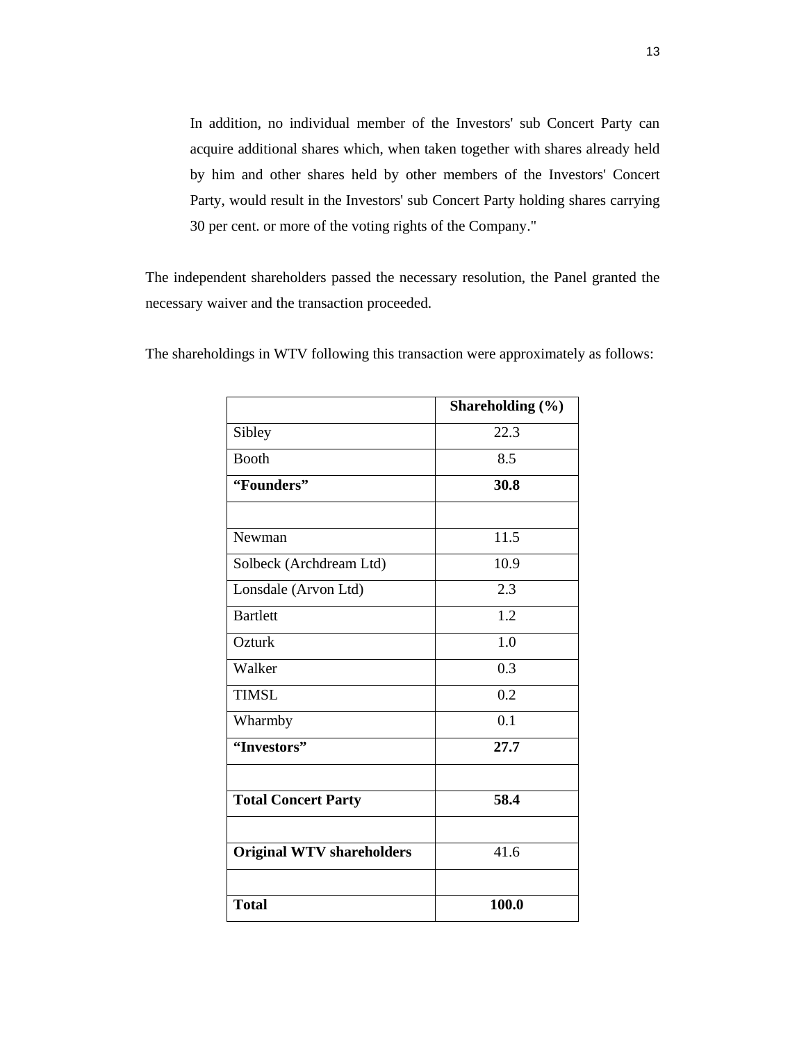> In addition, no individual member of the Investors' sub Concert Party can acquire additional shares which, when taken together with shares already held by him and other shares held by other members of the Investors' Concert Party, would result in the Investors' sub Concert Party holding shares carrying 30 per cent. or more of the voting rights of the Company."

The independent shareholders passed the necessary resolution, the Panel granted the necessary waiver and the transaction proceeded.

The shareholdings in WTV following this transaction were approximately as follows:

| | **Shareholding (%)** |
|---|---|
| Sibley | 22.3 |
| Booth | 8.5 |
| **"Founders"** | **30.8** |
| | |
| Newman | 11.5 |
| Solbeck (Archdream Ltd) | 10.9 |
| Lonsdale (Arvon Ltd) | 2.3 |
| Bartlett | 1.2 |
| Ozturk | 1.0 |
| Walker | 0.3 |
| TIMSL | 0.2 |
| Wharmby | 0.1 |
| **"Investors"** | **27.7** |
| | |
| **Total Concert Party** | **58.4** |
| | |
| **Original WTV shareholders** | 41.6 |
| | |
| **Total** | **100.0** |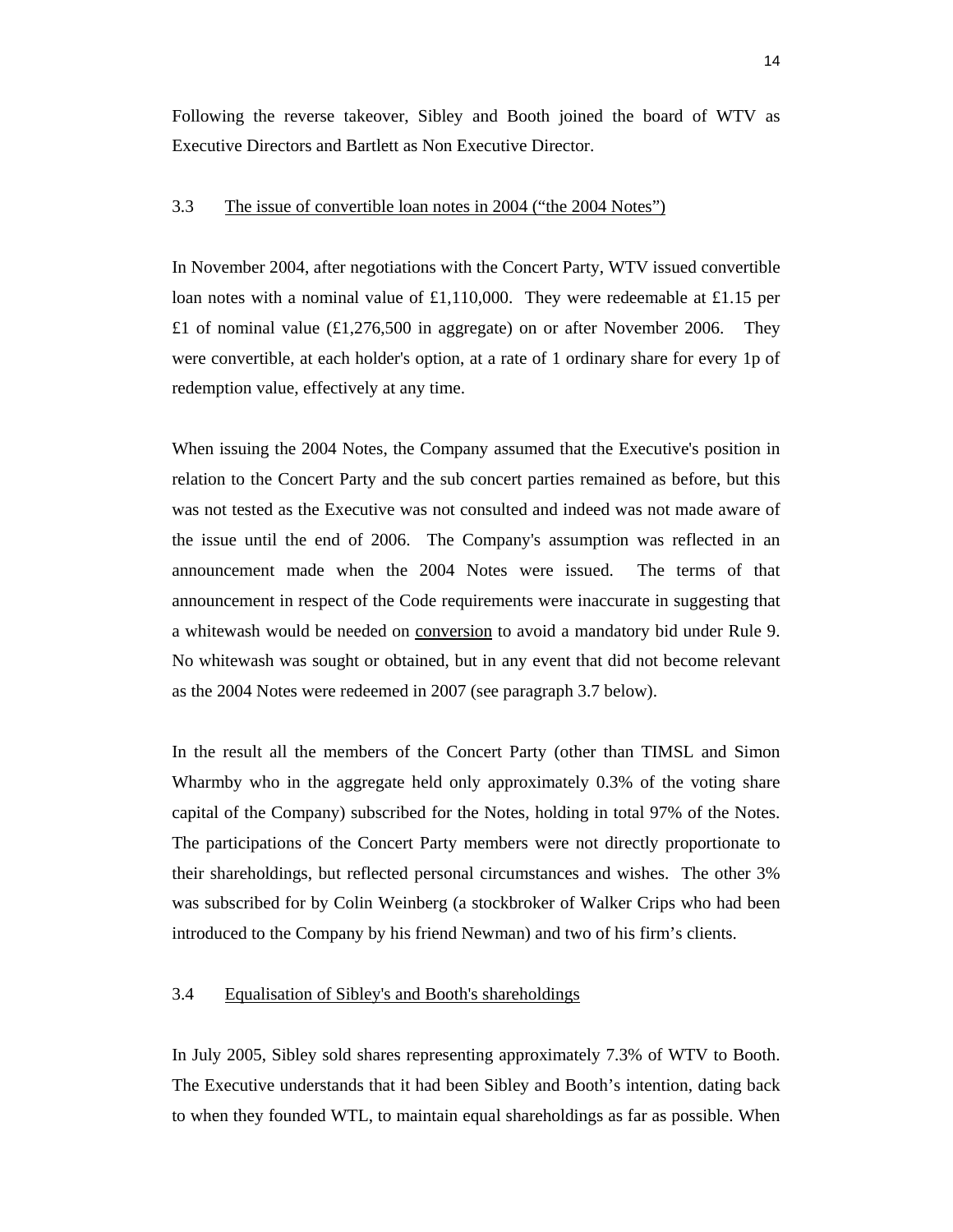Following the reverse takeover, Sibley and Booth joined the board of WTV as Executive Directors and Bartlett as Non Executive Director.

### 3.3 The issue of convertible loan notes in 2004 ("the 2004 Notes")

In November 2004, after negotiations with the Concert Party, WTV issued convertible loan notes with a nominal value of £1,110,000. They were redeemable at £1.15 per £1 of nominal value (£1,276,500 in aggregate) on or after November 2006. They were convertible, at each holder's option, at a rate of 1 ordinary share for every 1p of redemption value, effectively at any time.

When issuing the 2004 Notes, the Company assumed that the Executive's position in relation to the Concert Party and the sub concert parties remained as before, but this was not tested as the Executive was not consulted and indeed was not made aware of the issue until the end of 2006. The Company's assumption was reflected in an announcement made when the 2004 Notes were issued. The terms of that announcement in respect of the Code requirements were inaccurate in suggesting that a whitewash would be needed on <u>conversion</u> to avoid a mandatory bid under Rule 9. No whitewash was sought or obtained, but in any event that did not become relevant as the 2004 Notes were redeemed in 2007 (see paragraph 3.7 below).

In the result all the members of the Concert Party (other than TIMSL and Simon Wharmby who in the aggregate held only approximately 0.3% of the voting share capital of the Company) subscribed for the Notes, holding in total 97% of the Notes. The participations of the Concert Party members were not directly proportionate to their shareholdings, but reflected personal circumstances and wishes. The other 3% was subscribed for by Colin Weinberg (a stockbroker of Walker Crips who had been introduced to the Company by his friend Newman) and two of his firm's clients.

### 3.4 Equalisation of Sibley's and Booth's shareholdings

In July 2005, Sibley sold shares representing approximately 7.3% of WTV to Booth. The Executive understands that it had been Sibley and Booth's intention, dating back to when they founded WTL, to maintain equal shareholdings as far as possible. When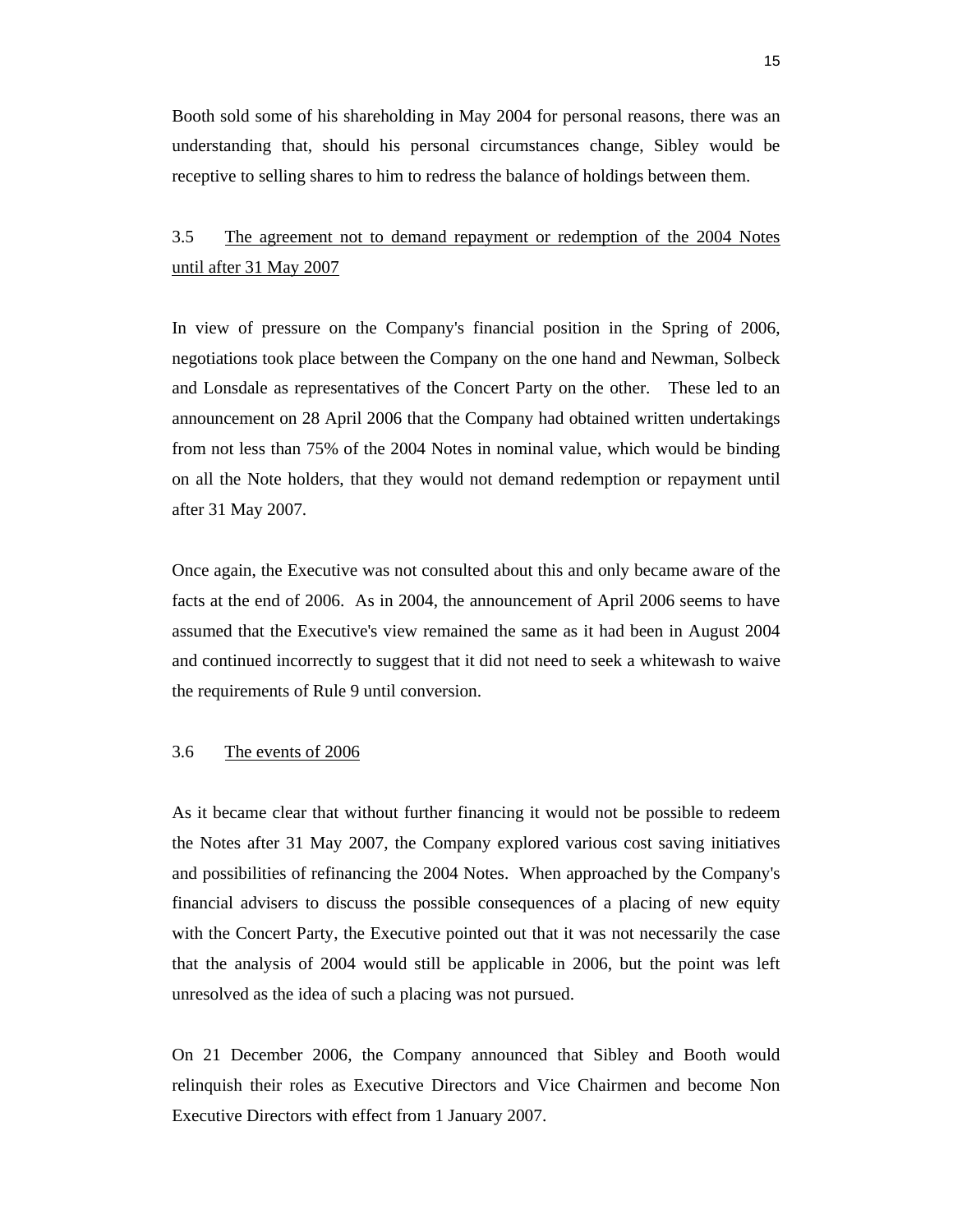Booth sold some of his shareholding in May 2004 for personal reasons, there was an understanding that, should his personal circumstances change, Sibley would be receptive to selling shares to him to redress the balance of holdings between them.

### 3.5 The agreement not to demand repayment or redemption of the 2004 Notes until after 31 May 2007

In view of pressure on the Company's financial position in the Spring of 2006, negotiations took place between the Company on the one hand and Newman, Solbeck and Lonsdale as representatives of the Concert Party on the other. These led to an announcement on 28 April 2006 that the Company had obtained written undertakings from not less than 75% of the 2004 Notes in nominal value, which would be binding on all the Note holders, that they would not demand redemption or repayment until after 31 May 2007.

Once again, the Executive was not consulted about this and only became aware of the facts at the end of 2006. As in 2004, the announcement of April 2006 seems to have assumed that the Executive's view remained the same as it had been in August 2004 and continued incorrectly to suggest that it did not need to seek a whitewash to waive the requirements of Rule 9 until conversion.

### 3.6 The events of 2006

As it became clear that without further financing it would not be possible to redeem the Notes after 31 May 2007, the Company explored various cost saving initiatives and possibilities of refinancing the 2004 Notes. When approached by the Company's financial advisers to discuss the possible consequences of a placing of new equity with the Concert Party, the Executive pointed out that it was not necessarily the case that the analysis of 2004 would still be applicable in 2006, but the point was left unresolved as the idea of such a placing was not pursued.

On 21 December 2006, the Company announced that Sibley and Booth would relinquish their roles as Executive Directors and Vice Chairmen and become Non Executive Directors with effect from 1 January 2007.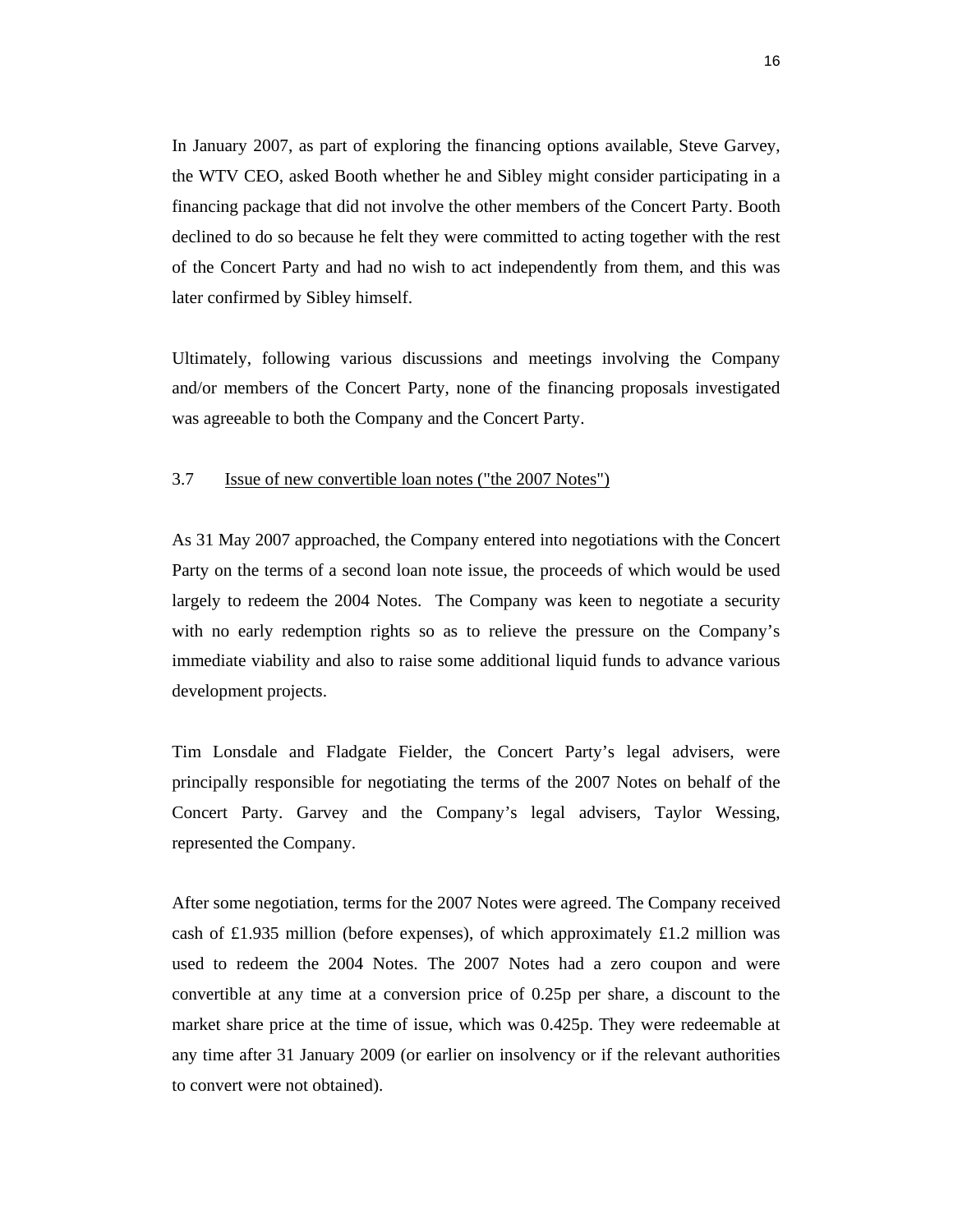In January 2007, as part of exploring the financing options available, Steve Garvey, the WTV CEO, asked Booth whether he and Sibley might consider participating in a financing package that did not involve the other members of the Concert Party. Booth declined to do so because he felt they were committed to acting together with the rest of the Concert Party and had no wish to act independently from them, and this was later confirmed by Sibley himself.

Ultimately, following various discussions and meetings involving the Company and/or members of the Concert Party, none of the financing proposals investigated was agreeable to both the Company and the Concert Party.

### 3.7 Issue of new convertible loan notes ("the 2007 Notes")

As 31 May 2007 approached, the Company entered into negotiations with the Concert Party on the terms of a second loan note issue, the proceeds of which would be used largely to redeem the 2004 Notes. The Company was keen to negotiate a security with no early redemption rights so as to relieve the pressure on the Company's immediate viability and also to raise some additional liquid funds to advance various development projects.

Tim Lonsdale and Fladgate Fielder, the Concert Party's legal advisers, were principally responsible for negotiating the terms of the 2007 Notes on behalf of the Concert Party. Garvey and the Company's legal advisers, Taylor Wessing, represented the Company.

After some negotiation, terms for the 2007 Notes were agreed. The Company received cash of £1.935 million (before expenses), of which approximately £1.2 million was used to redeem the 2004 Notes. The 2007 Notes had a zero coupon and were convertible at any time at a conversion price of 0.25p per share, a discount to the market share price at the time of issue, which was 0.425p. They were redeemable at any time after 31 January 2009 (or earlier on insolvency or if the relevant authorities to convert were not obtained).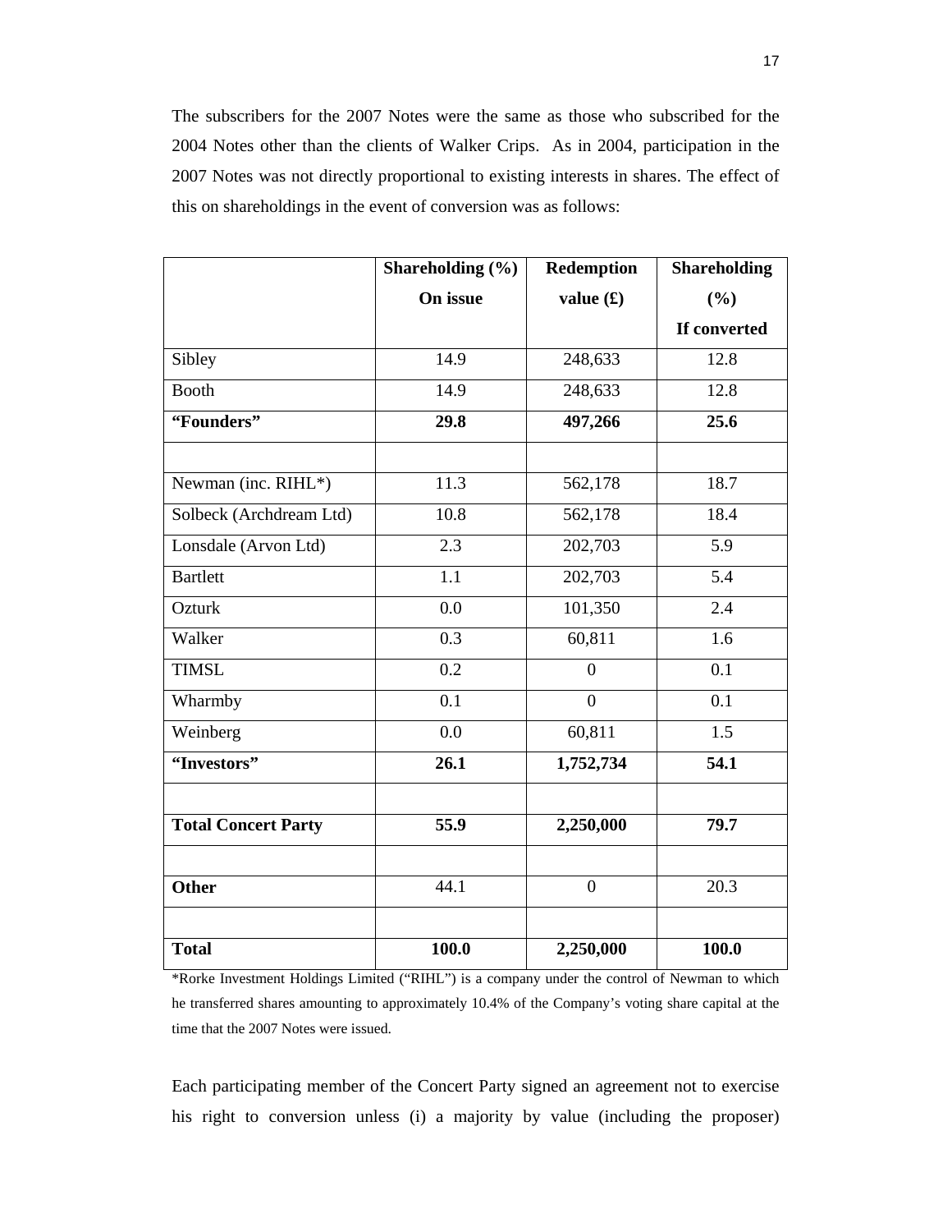The subscribers for the 2007 Notes were the same as those who subscribed for the 2004 Notes other than the clients of Walker Crips. As in 2004, participation in the 2007 Notes was not directly proportional to existing interests in shares. The effect of this on shareholdings in the event of conversion was as follows:

| | **Shareholding (%) On issue** | **Redemption value (£)** | **Shareholding (%) If converted** |
|---|---|---|---|
| Sibley | 14.9 | 248,633 | 12.8 |
| Booth | 14.9 | 248,633 | 12.8 |
| **"Founders"** | **29.8** | **497,266** | **25.6** |
| | | | |
| Newman (inc. RIHL*) | 11.3 | 562,178 | 18.7 |
| Solbeck (Archdream Ltd) | 10.8 | 562,178 | 18.4 |
| Lonsdale (Arvon Ltd) | 2.3 | 202,703 | 5.9 |
| Bartlett | 1.1 | 202,703 | 5.4 |
| Ozturk | 0.0 | 101,350 | 2.4 |
| Walker | 0.3 | 60,811 | 1.6 |
| TIMSL | 0.2 | 0 | 0.1 |
| Wharmby | 0.1 | 0 | 0.1 |
| Weinberg | 0.0 | 60,811 | 1.5 |
| **"Investors"** | **26.1** | **1,752,734** | **54.1** |
| | | | |
| **Total Concert Party** | **55.9** | **2,250,000** | **79.7** |
| | | | |
| **Other** | 44.1 | 0 | 20.3 |
| | | | |
| **Total** | **100.0** | **2,250,000** | **100.0** |

*Rorke Investment Holdings Limited ("RIHL") is a company under the control of Newman to which he transferred shares amounting to approximately 10.4% of the Company's voting share capital at the time that the 2007 Notes were issued.

Each participating member of the Concert Party signed an agreement not to exercise his right to conversion unless (i) a majority by value (including the proposer)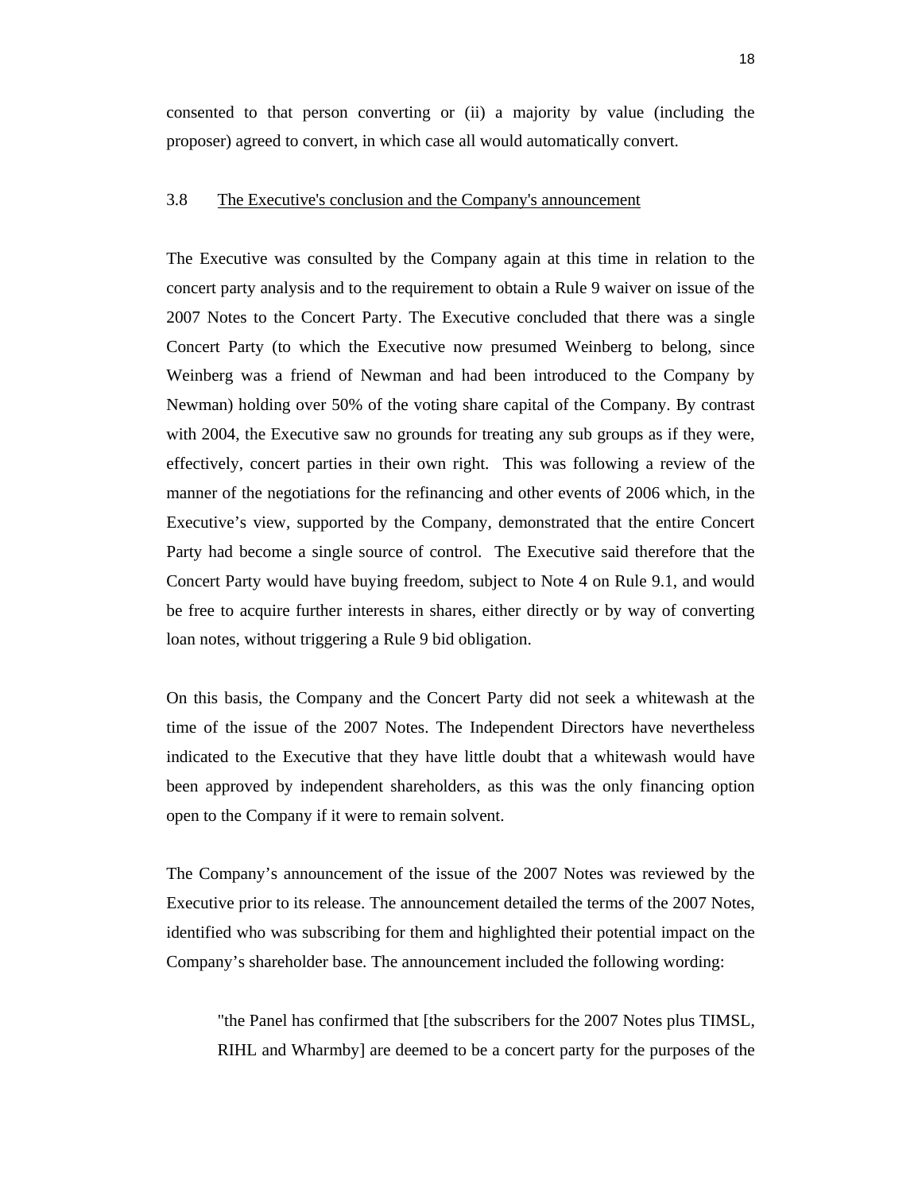consented to that person converting or (ii) a majority by value (including the proposer) agreed to convert, in which case all would automatically convert.

### 3.8 The Executive's conclusion and the Company's announcement

The Executive was consulted by the Company again at this time in relation to the concert party analysis and to the requirement to obtain a Rule 9 waiver on issue of the 2007 Notes to the Concert Party. The Executive concluded that there was a single Concert Party (to which the Executive now presumed Weinberg to belong, since Weinberg was a friend of Newman and had been introduced to the Company by Newman) holding over 50% of the voting share capital of the Company. By contrast with 2004, the Executive saw no grounds for treating any sub groups as if they were, effectively, concert parties in their own right. This was following a review of the manner of the negotiations for the refinancing and other events of 2006 which, in the Executive's view, supported by the Company, demonstrated that the entire Concert Party had become a single source of control. The Executive said therefore that the Concert Party would have buying freedom, subject to Note 4 on Rule 9.1, and would be free to acquire further interests in shares, either directly or by way of converting loan notes, without triggering a Rule 9 bid obligation.

On this basis, the Company and the Concert Party did not seek a whitewash at the time of the issue of the 2007 Notes. The Independent Directors have nevertheless indicated to the Executive that they have little doubt that a whitewash would have been approved by independent shareholders, as this was the only financing option open to the Company if it were to remain solvent.

The Company's announcement of the issue of the 2007 Notes was reviewed by the Executive prior to its release. The announcement detailed the terms of the 2007 Notes, identified who was subscribing for them and highlighted their potential impact on the Company's shareholder base. The announcement included the following wording:

> "the Panel has confirmed that [the subscribers for the 2007 Notes plus TIMSL, RIHL and Wharmby] are deemed to be a concert party for the purposes of the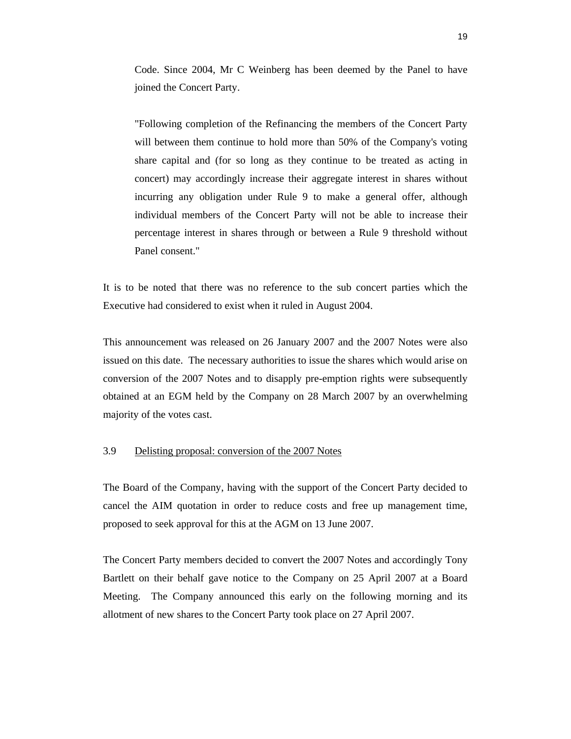Code. Since 2004, Mr C Weinberg has been deemed by the Panel to have joined the Concert Party.

"Following completion of the Refinancing the members of the Concert Party will between them continue to hold more than 50% of the Company's voting share capital and (for so long as they continue to be treated as acting in concert) may accordingly increase their aggregate interest in shares without incurring any obligation under Rule 9 to make a general offer, although individual members of the Concert Party will not be able to increase their percentage interest in shares through or between a Rule 9 threshold without Panel consent."

It is to be noted that there was no reference to the sub concert parties which the Executive had considered to exist when it ruled in August 2004.

This announcement was released on 26 January 2007 and the 2007 Notes were also issued on this date. The necessary authorities to issue the shares which would arise on conversion of the 2007 Notes and to disapply pre-emption rights were subsequently obtained at an EGM held by the Company on 28 March 2007 by an overwhelming majority of the votes cast.

3.9 Delisting proposal: conversion of the 2007 Notes

The Board of the Company, having with the support of the Concert Party decided to cancel the AIM quotation in order to reduce costs and free up management time, proposed to seek approval for this at the AGM on 13 June 2007.

The Concert Party members decided to convert the 2007 Notes and accordingly Tony Bartlett on their behalf gave notice to the Company on 25 April 2007 at a Board Meeting. The Company announced this early on the following morning and its allotment of new shares to the Concert Party took place on 27 April 2007.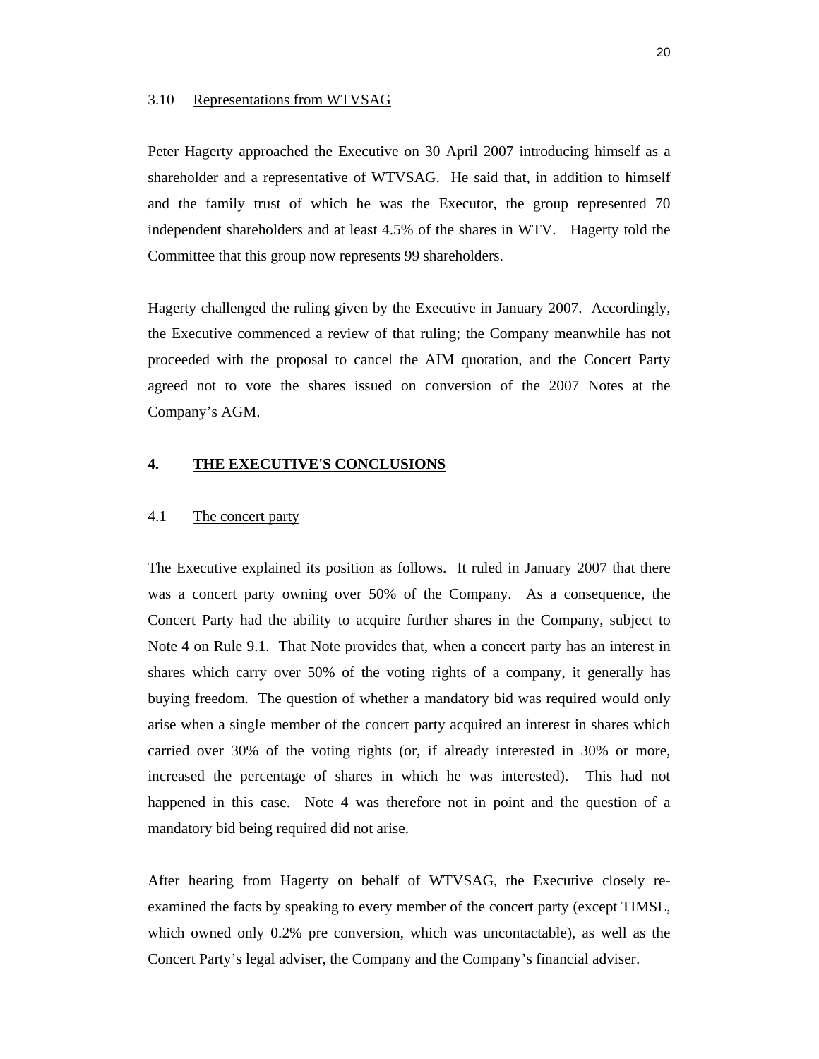### 3.10 Representations from WTVSAG

Peter Hagerty approached the Executive on 30 April 2007 introducing himself as a shareholder and a representative of WTVSAG. He said that, in addition to himself and the family trust of which he was the Executor, the group represented 70 independent shareholders and at least 4.5% of the shares in WTV. Hagerty told the Committee that this group now represents 99 shareholders.

Hagerty challenged the ruling given by the Executive in January 2007. Accordingly, the Executive commenced a review of that ruling; the Company meanwhile has not proceeded with the proposal to cancel the AIM quotation, and the Concert Party agreed not to vote the shares issued on conversion of the 2007 Notes at the Company's AGM.

## 4. THE EXECUTIVE'S CONCLUSIONS

### 4.1 The concert party

The Executive explained its position as follows. It ruled in January 2007 that there was a concert party owning over 50% of the Company. As a consequence, the Concert Party had the ability to acquire further shares in the Company, subject to Note 4 on Rule 9.1. That Note provides that, when a concert party has an interest in shares which carry over 50% of the voting rights of a company, it generally has buying freedom. The question of whether a mandatory bid was required would only arise when a single member of the concert party acquired an interest in shares which carried over 30% of the voting rights (or, if already interested in 30% or more, increased the percentage of shares in which he was interested). This had not happened in this case. Note 4 was therefore not in point and the question of a mandatory bid being required did not arise.

After hearing from Hagerty on behalf of WTVSAG, the Executive closely re-examined the facts by speaking to every member of the concert party (except TIMSL, which owned only 0.2% pre conversion, which was uncontactable), as well as the Concert Party's legal adviser, the Company and the Company's financial adviser.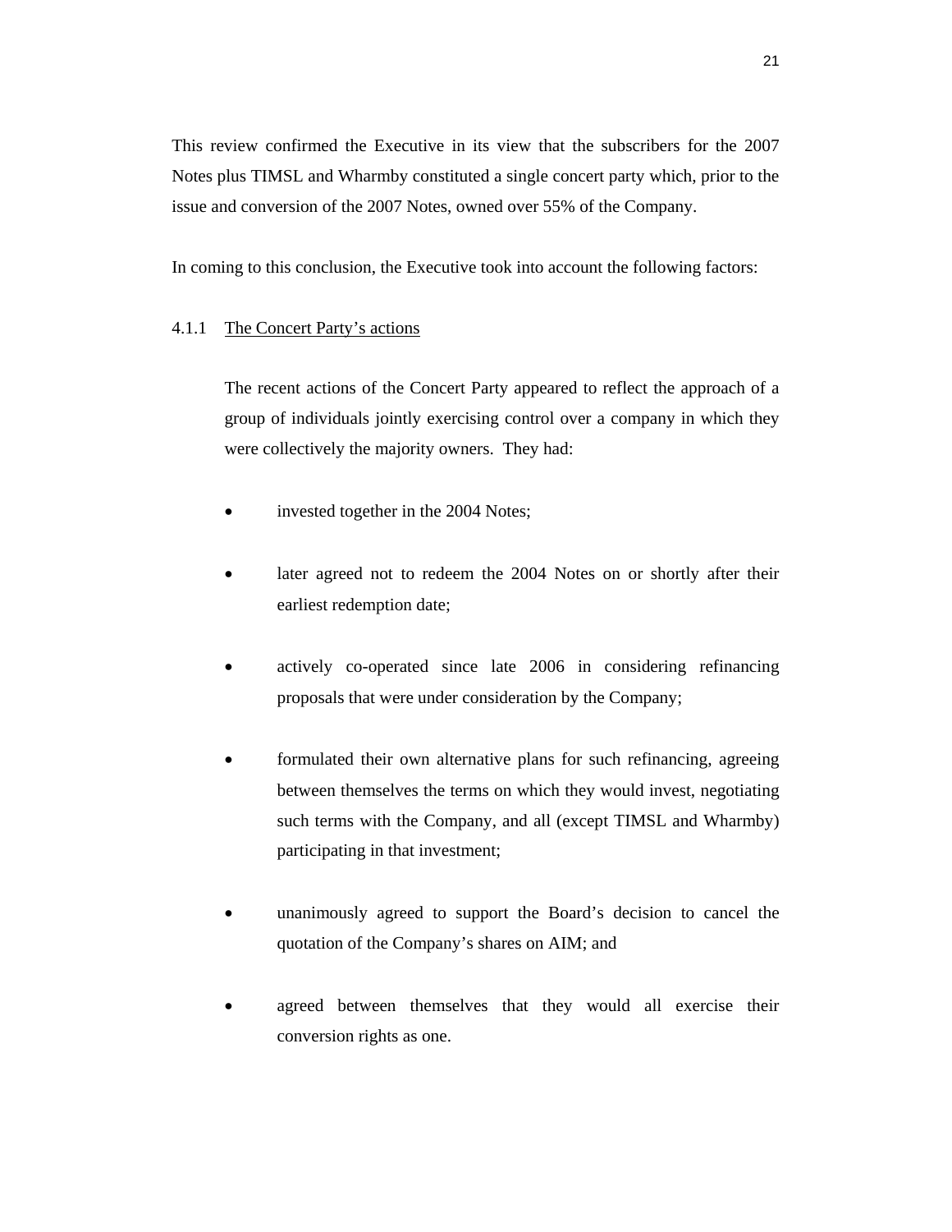This review confirmed the Executive in its view that the subscribers for the 2007 Notes plus TIMSL and Wharmby constituted a single concert party which, prior to the issue and conversion of the 2007 Notes, owned over 55% of the Company.

In coming to this conclusion, the Executive took into account the following factors:

4.1.1 <u>The Concert Party's actions</u>

The recent actions of the Concert Party appeared to reflect the approach of a group of individuals jointly exercising control over a company in which they were collectively the majority owners. They had:

- invested together in the 2004 Notes;
- later agreed not to redeem the 2004 Notes on or shortly after their earliest redemption date;
- actively co-operated since late 2006 in considering refinancing proposals that were under consideration by the Company;
- formulated their own alternative plans for such refinancing, agreeing between themselves the terms on which they would invest, negotiating such terms with the Company, and all (except TIMSL and Wharmby) participating in that investment;
- unanimously agreed to support the Board's decision to cancel the quotation of the Company's shares on AIM; and
- agreed between themselves that they would all exercise their conversion rights as one.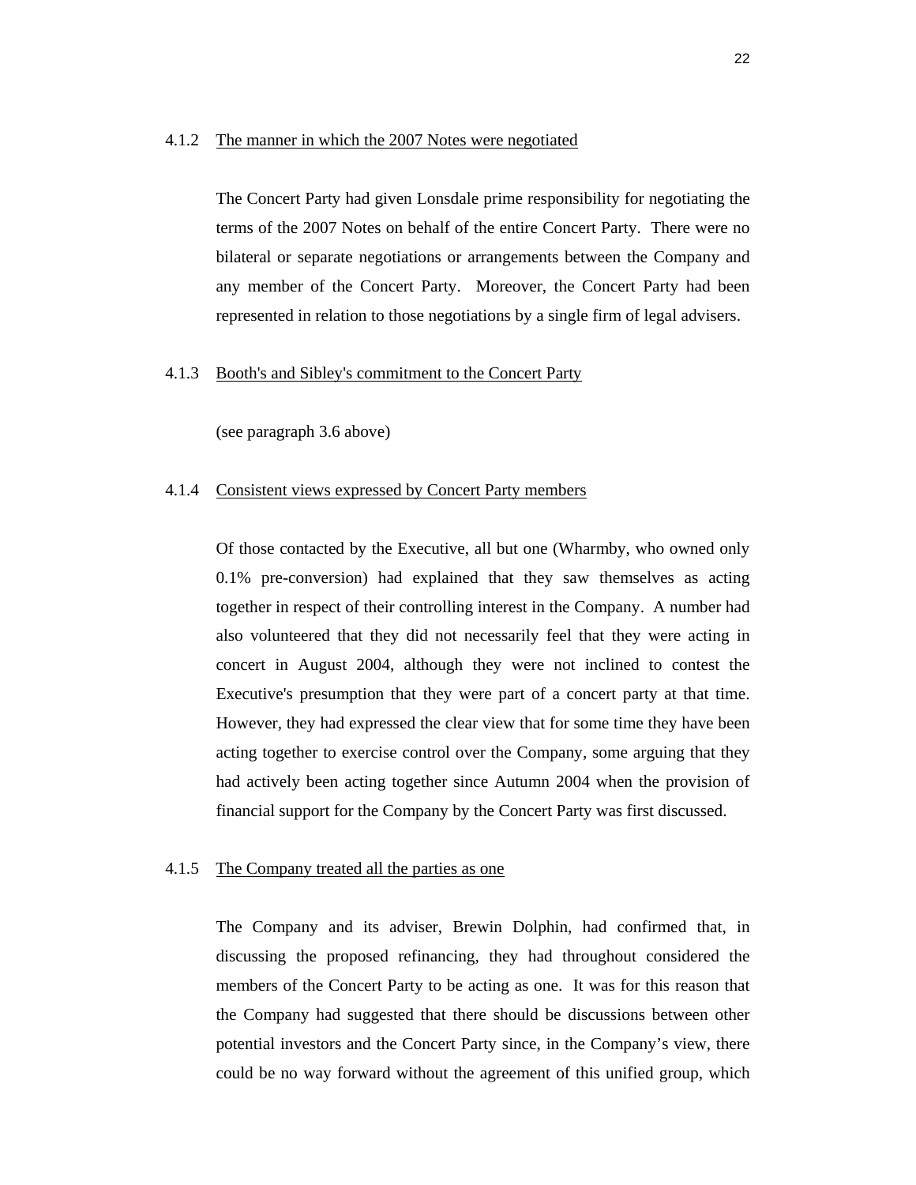4.1.2 <u>The manner in which the 2007 Notes were negotiated</u>

The Concert Party had given Lonsdale prime responsibility for negotiating the terms of the 2007 Notes on behalf of the entire Concert Party. There were no bilateral or separate negotiations or arrangements between the Company and any member of the Concert Party. Moreover, the Concert Party had been represented in relation to those negotiations by a single firm of legal advisers.

4.1.3 <u>Booth's and Sibley's commitment to the Concert Party</u>

(see paragraph 3.6 above)

4.1.4 <u>Consistent views expressed by Concert Party members</u>

Of those contacted by the Executive, all but one (Wharmby, who owned only 0.1% pre-conversion) had explained that they saw themselves as acting together in respect of their controlling interest in the Company. A number had also volunteered that they did not necessarily feel that they were acting in concert in August 2004, although they were not inclined to contest the Executive's presumption that they were part of a concert party at that time. However, they had expressed the clear view that for some time they have been acting together to exercise control over the Company, some arguing that they had actively been acting together since Autumn 2004 when the provision of financial support for the Company by the Concert Party was first discussed.

4.1.5 <u>The Company treated all the parties as one</u>

The Company and its adviser, Brewin Dolphin, had confirmed that, in discussing the proposed refinancing, they had throughout considered the members of the Concert Party to be acting as one. It was for this reason that the Company had suggested that there should be discussions between other potential investors and the Concert Party since, in the Company's view, there could be no way forward without the agreement of this unified group, which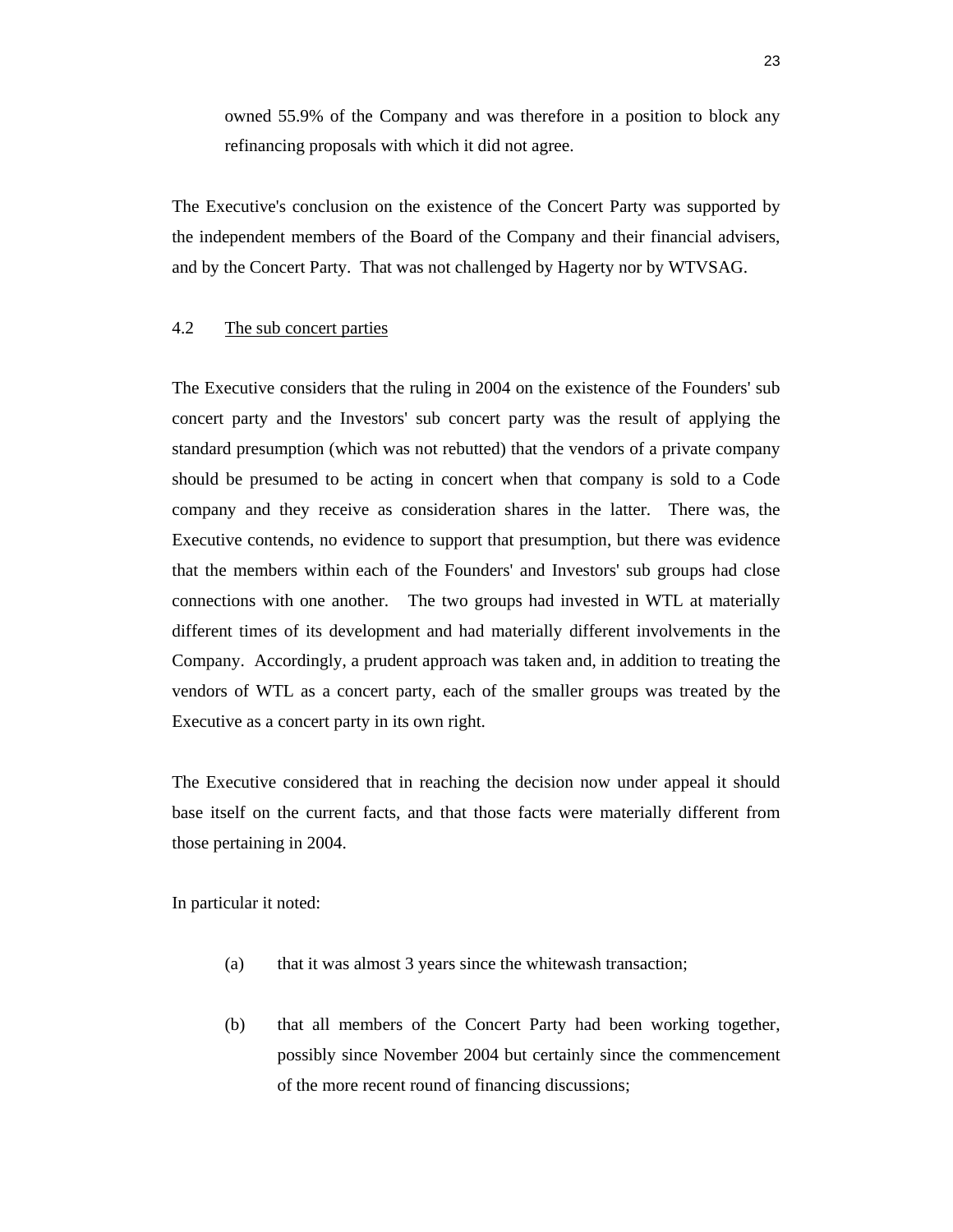owned 55.9% of the Company and was therefore in a position to block any refinancing proposals with which it did not agree.

The Executive's conclusion on the existence of the Concert Party was supported by the independent members of the Board of the Company and their financial advisers, and by the Concert Party. That was not challenged by Hagerty nor by WTVSAG.

4.2 The sub concert parties

The Executive considers that the ruling in 2004 on the existence of the Founders' sub concert party and the Investors' sub concert party was the result of applying the standard presumption (which was not rebutted) that the vendors of a private company should be presumed to be acting in concert when that company is sold to a Code company and they receive as consideration shares in the latter. There was, the Executive contends, no evidence to support that presumption, but there was evidence that the members within each of the Founders' and Investors' sub groups had close connections with one another. The two groups had invested in WTL at materially different times of its development and had materially different involvements in the Company. Accordingly, a prudent approach was taken and, in addition to treating the vendors of WTL as a concert party, each of the smaller groups was treated by the Executive as a concert party in its own right.

The Executive considered that in reaching the decision now under appeal it should base itself on the current facts, and that those facts were materially different from those pertaining in 2004.

In particular it noted:

(a) that it was almost 3 years since the whitewash transaction;

(b) that all members of the Concert Party had been working together, possibly since November 2004 but certainly since the commencement of the more recent round of financing discussions;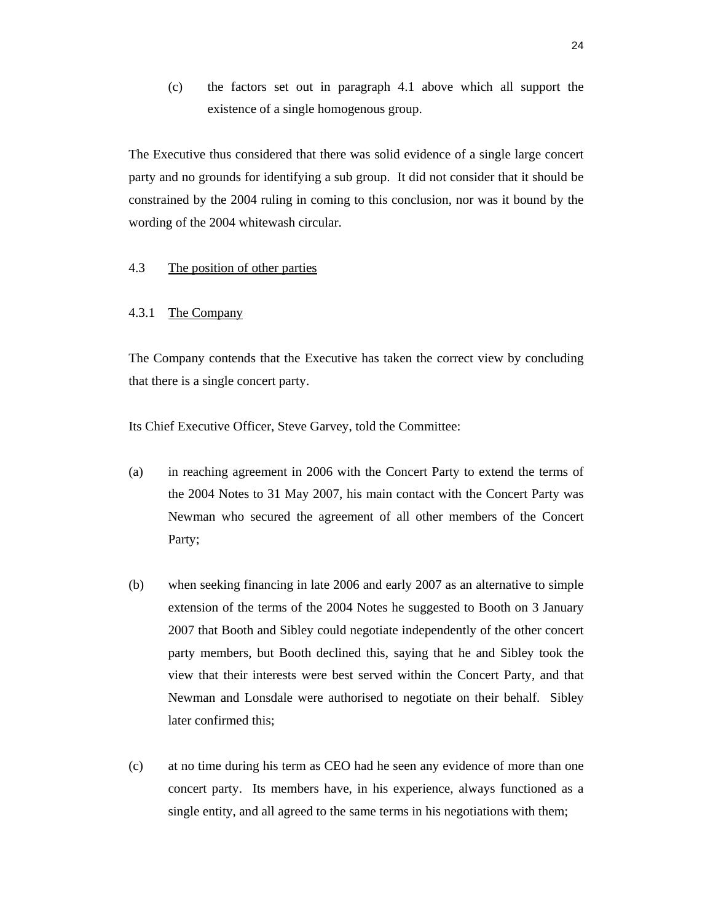(c) the factors set out in paragraph 4.1 above which all support the existence of a single homogenous group.

The Executive thus considered that there was solid evidence of a single large concert party and no grounds for identifying a sub group. It did not consider that it should be constrained by the 2004 ruling in coming to this conclusion, nor was it bound by the wording of the 2004 whitewash circular.

4.3 <u>The position of other parties</u>

4.3.1 <u>The Company</u>

The Company contends that the Executive has taken the correct view by concluding that there is a single concert party.

Its Chief Executive Officer, Steve Garvey, told the Committee:

(a) in reaching agreement in 2006 with the Concert Party to extend the terms of the 2004 Notes to 31 May 2007, his main contact with the Concert Party was Newman who secured the agreement of all other members of the Concert Party;

(b) when seeking financing in late 2006 and early 2007 as an alternative to simple extension of the terms of the 2004 Notes he suggested to Booth on 3 January 2007 that Booth and Sibley could negotiate independently of the other concert party members, but Booth declined this, saying that he and Sibley took the view that their interests were best served within the Concert Party, and that Newman and Lonsdale were authorised to negotiate on their behalf. Sibley later confirmed this;

(c) at no time during his term as CEO had he seen any evidence of more than one concert party. Its members have, in his experience, always functioned as a single entity, and all agreed to the same terms in his negotiations with them;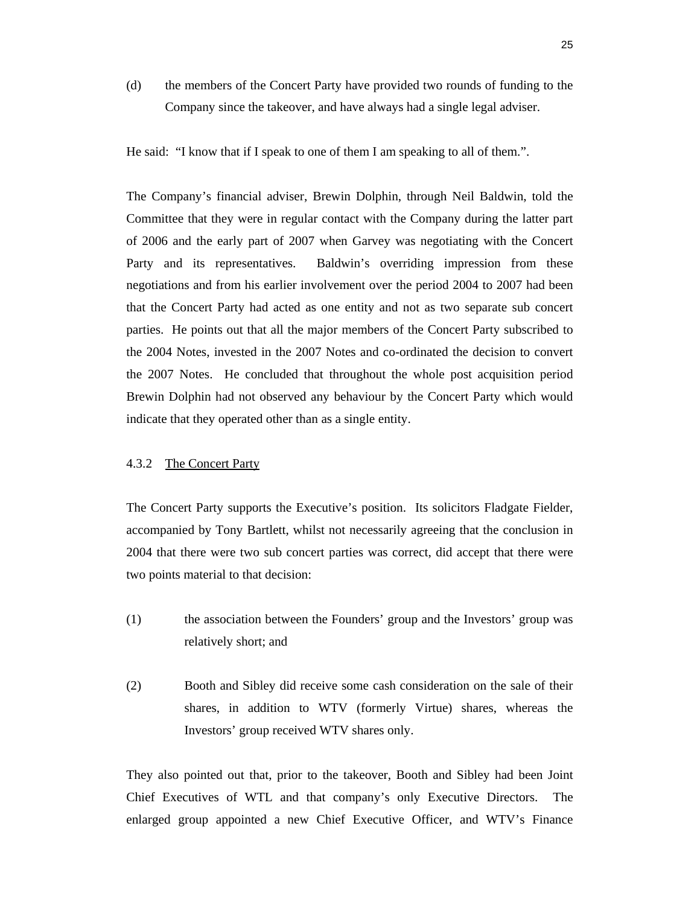(d) the members of the Concert Party have provided two rounds of funding to the Company since the takeover, and have always had a single legal adviser.

He said: "I know that if I speak to one of them I am speaking to all of them.".

The Company's financial adviser, Brewin Dolphin, through Neil Baldwin, told the Committee that they were in regular contact with the Company during the latter part of 2006 and the early part of 2007 when Garvey was negotiating with the Concert Party and its representatives. Baldwin's overriding impression from these negotiations and from his earlier involvement over the period 2004 to 2007 had been that the Concert Party had acted as one entity and not as two separate sub concert parties. He points out that all the major members of the Concert Party subscribed to the 2004 Notes, invested in the 2007 Notes and co-ordinated the decision to convert the 2007 Notes. He concluded that throughout the whole post acquisition period Brewin Dolphin had not observed any behaviour by the Concert Party which would indicate that they operated other than as a single entity.

4.3.2 <u>The Concert Party</u>

The Concert Party supports the Executive's position. Its solicitors Fladgate Fielder, accompanied by Tony Bartlett, whilst not necessarily agreeing that the conclusion in 2004 that there were two sub concert parties was correct, did accept that there were two points material to that decision:

(1) the association between the Founders' group and the Investors' group was relatively short; and

(2) Booth and Sibley did receive some cash consideration on the sale of their shares, in addition to WTV (formerly Virtue) shares, whereas the Investors' group received WTV shares only.

They also pointed out that, prior to the takeover, Booth and Sibley had been Joint Chief Executives of WTL and that company's only Executive Directors. The enlarged group appointed a new Chief Executive Officer, and WTV's Finance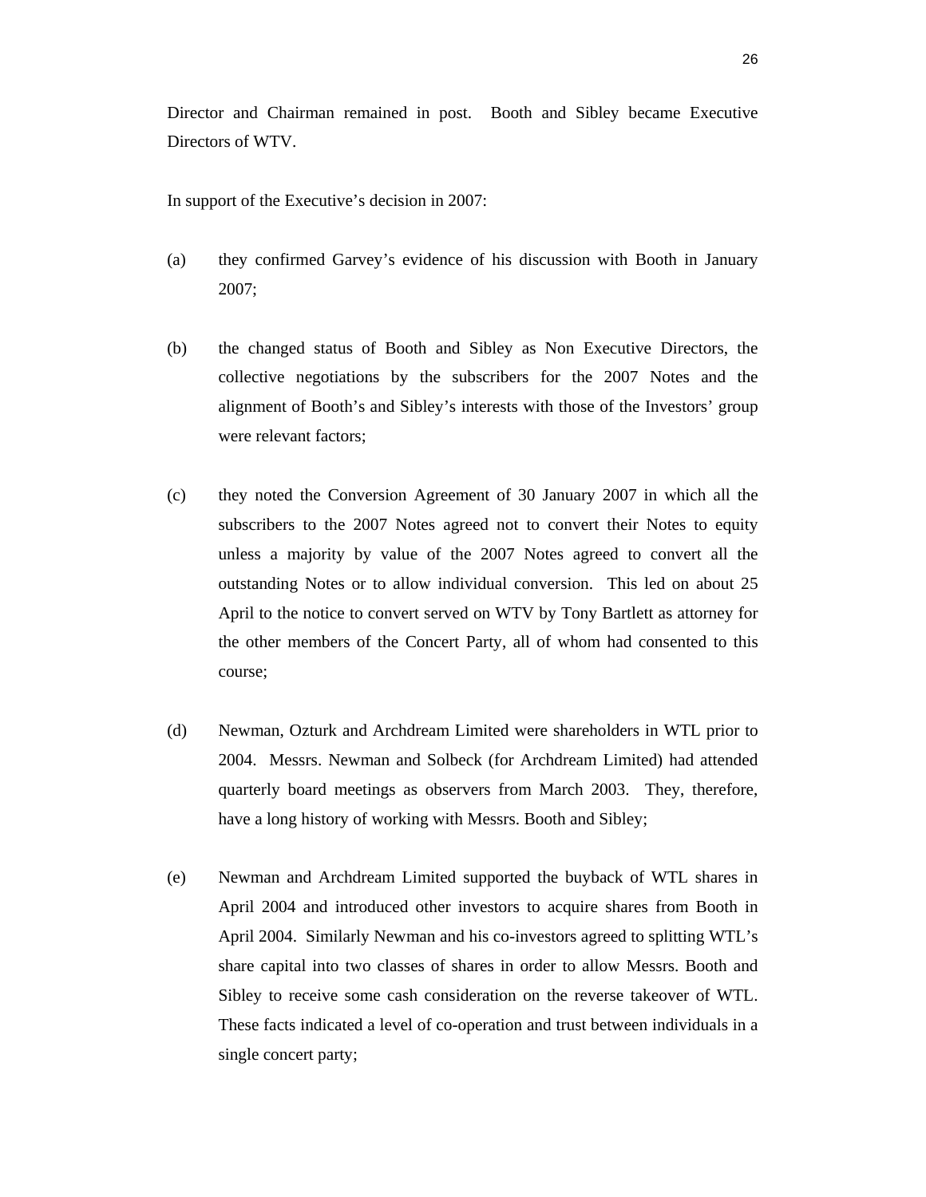Director and Chairman remained in post. Booth and Sibley became Executive Directors of WTV.

In support of the Executive's decision in 2007:

(a) they confirmed Garvey's evidence of his discussion with Booth in January 2007;

(b) the changed status of Booth and Sibley as Non Executive Directors, the collective negotiations by the subscribers for the 2007 Notes and the alignment of Booth's and Sibley's interests with those of the Investors' group were relevant factors;

(c) they noted the Conversion Agreement of 30 January 2007 in which all the subscribers to the 2007 Notes agreed not to convert their Notes to equity unless a majority by value of the 2007 Notes agreed to convert all the outstanding Notes or to allow individual conversion. This led on about 25 April to the notice to convert served on WTV by Tony Bartlett as attorney for the other members of the Concert Party, all of whom had consented to this course;

(d) Newman, Ozturk and Archdream Limited were shareholders in WTL prior to 2004. Messrs. Newman and Solbeck (for Archdream Limited) had attended quarterly board meetings as observers from March 2003. They, therefore, have a long history of working with Messrs. Booth and Sibley;

(e) Newman and Archdream Limited supported the buyback of WTL shares in April 2004 and introduced other investors to acquire shares from Booth in April 2004. Similarly Newman and his co-investors agreed to splitting WTL's share capital into two classes of shares in order to allow Messrs. Booth and Sibley to receive some cash consideration on the reverse takeover of WTL. These facts indicated a level of co-operation and trust between individuals in a single concert party;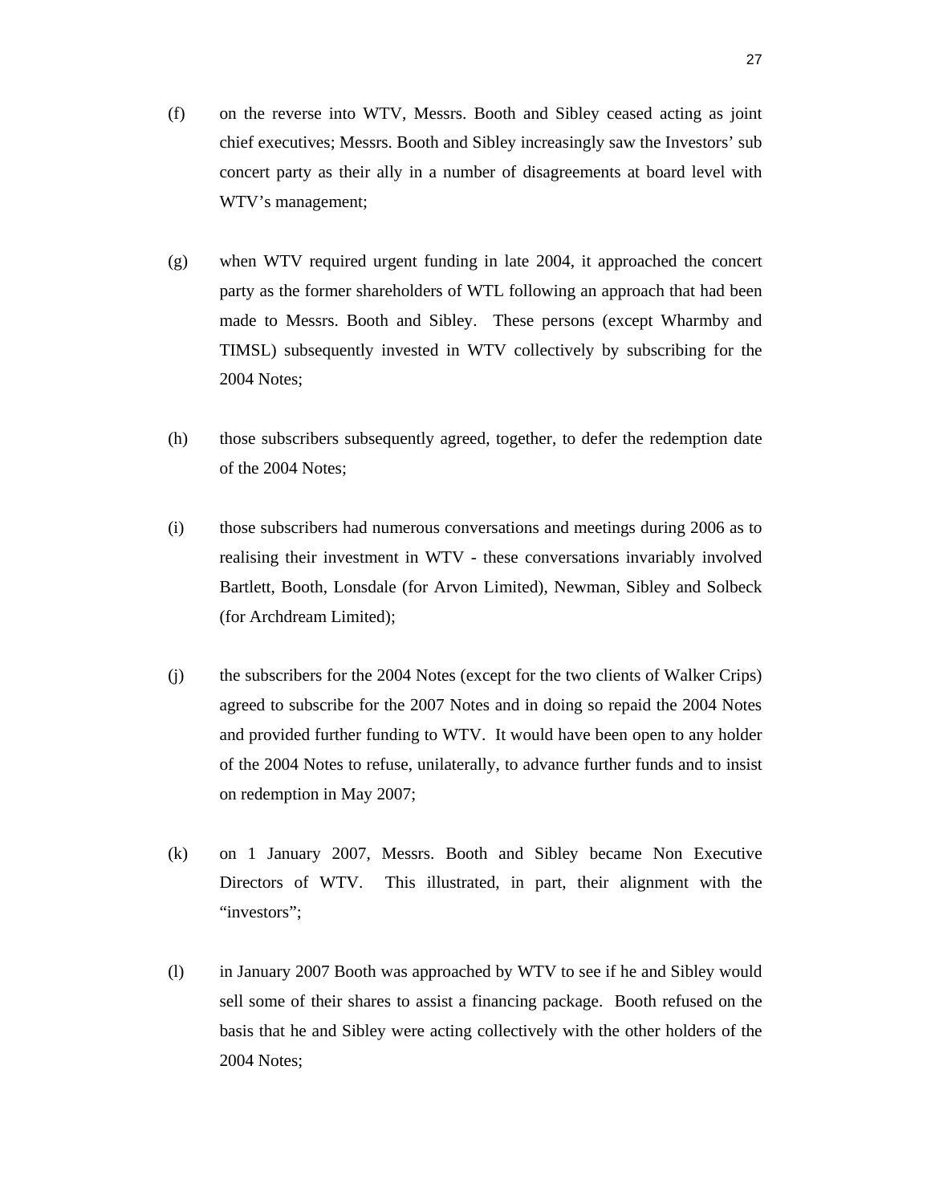(f) on the reverse into WTV, Messrs. Booth and Sibley ceased acting as joint chief executives; Messrs. Booth and Sibley increasingly saw the Investors' sub concert party as their ally in a number of disagreements at board level with WTV's management;

(g) when WTV required urgent funding in late 2004, it approached the concert party as the former shareholders of WTL following an approach that had been made to Messrs. Booth and Sibley. These persons (except Wharmby and TIMSL) subsequently invested in WTV collectively by subscribing for the 2004 Notes;

(h) those subscribers subsequently agreed, together, to defer the redemption date of the 2004 Notes;

(i) those subscribers had numerous conversations and meetings during 2006 as to realising their investment in WTV - these conversations invariably involved Bartlett, Booth, Lonsdale (for Arvon Limited), Newman, Sibley and Solbeck (for Archdream Limited);

(j) the subscribers for the 2004 Notes (except for the two clients of Walker Crips) agreed to subscribe for the 2007 Notes and in doing so repaid the 2004 Notes and provided further funding to WTV. It would have been open to any holder of the 2004 Notes to refuse, unilaterally, to advance further funds and to insist on redemption in May 2007;

(k) on 1 January 2007, Messrs. Booth and Sibley became Non Executive Directors of WTV. This illustrated, in part, their alignment with the "investors";

(l) in January 2007 Booth was approached by WTV to see if he and Sibley would sell some of their shares to assist a financing package. Booth refused on the basis that he and Sibley were acting collectively with the other holders of the 2004 Notes;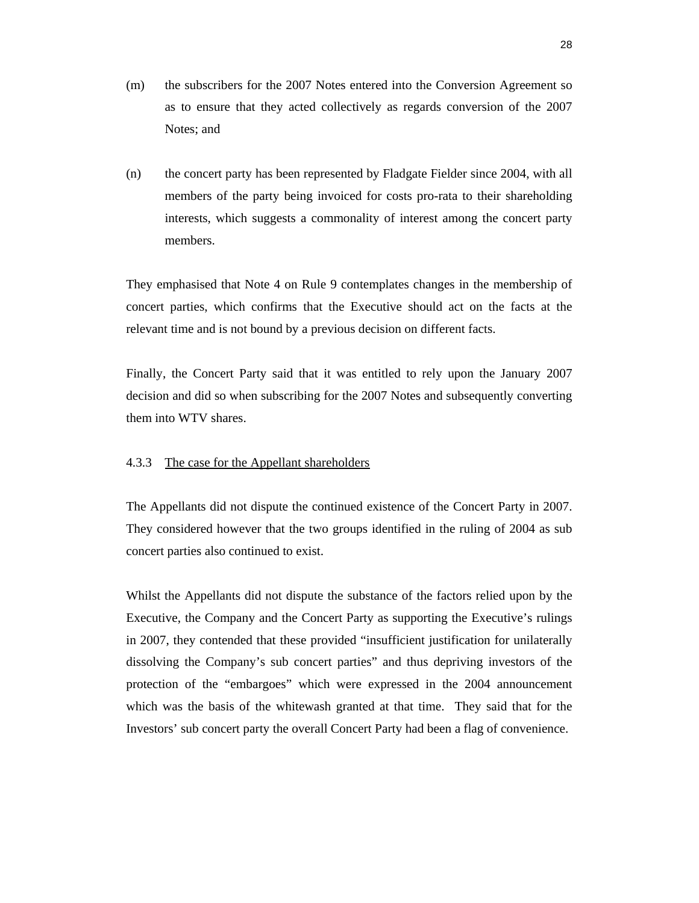(m) the subscribers for the 2007 Notes entered into the Conversion Agreement so as to ensure that they acted collectively as regards conversion of the 2007 Notes; and

(n) the concert party has been represented by Fladgate Fielder since 2004, with all members of the party being invoiced for costs pro-rata to their shareholding interests, which suggests a commonality of interest among the concert party members.

They emphasised that Note 4 on Rule 9 contemplates changes in the membership of concert parties, which confirms that the Executive should act on the facts at the relevant time and is not bound by a previous decision on different facts.

Finally, the Concert Party said that it was entitled to rely upon the January 2007 decision and did so when subscribing for the 2007 Notes and subsequently converting them into WTV shares.

4.3.3 The case for the Appellant shareholders

The Appellants did not dispute the continued existence of the Concert Party in 2007. They considered however that the two groups identified in the ruling of 2004 as sub concert parties also continued to exist.

Whilst the Appellants did not dispute the substance of the factors relied upon by the Executive, the Company and the Concert Party as supporting the Executive's rulings in 2007, they contended that these provided "insufficient justification for unilaterally dissolving the Company's sub concert parties" and thus depriving investors of the protection of the "embargoes" which were expressed in the 2004 announcement which was the basis of the whitewash granted at that time. They said that for the Investors' sub concert party the overall Concert Party had been a flag of convenience.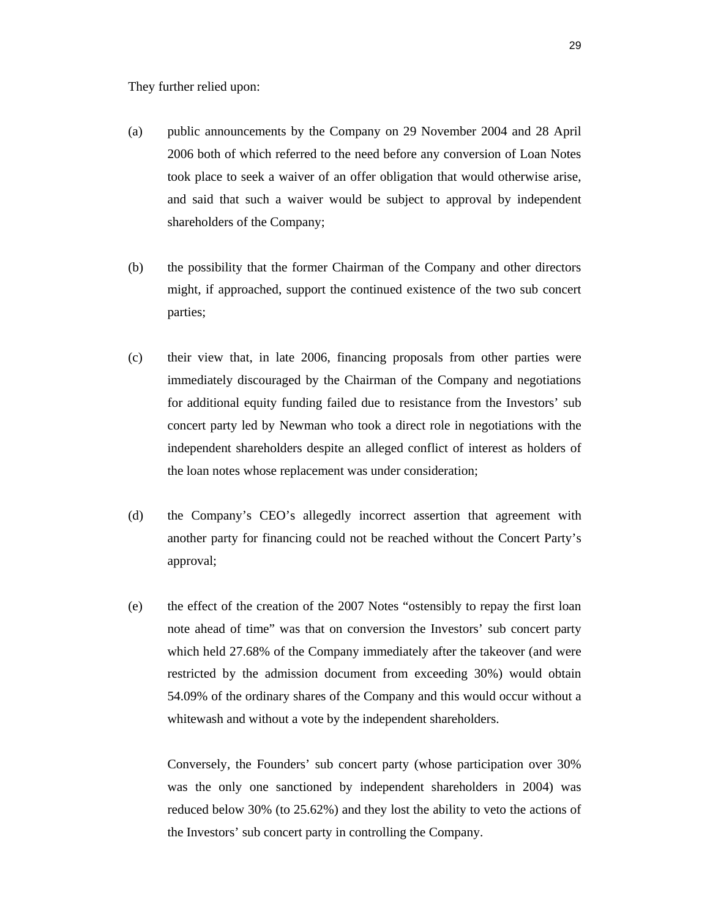They further relied upon:

(a) public announcements by the Company on 29 November 2004 and 28 April 2006 both of which referred to the need before any conversion of Loan Notes took place to seek a waiver of an offer obligation that would otherwise arise, and said that such a waiver would be subject to approval by independent shareholders of the Company;

(b) the possibility that the former Chairman of the Company and other directors might, if approached, support the continued existence of the two sub concert parties;

(c) their view that, in late 2006, financing proposals from other parties were immediately discouraged by the Chairman of the Company and negotiations for additional equity funding failed due to resistance from the Investors' sub concert party led by Newman who took a direct role in negotiations with the independent shareholders despite an alleged conflict of interest as holders of the loan notes whose replacement was under consideration;

(d) the Company's CEO's allegedly incorrect assertion that agreement with another party for financing could not be reached without the Concert Party's approval;

(e) the effect of the creation of the 2007 Notes "ostensibly to repay the first loan note ahead of time" was that on conversion the Investors' sub concert party which held 27.68% of the Company immediately after the takeover (and were restricted by the admission document from exceeding 30%) would obtain 54.09% of the ordinary shares of the Company and this would occur without a whitewash and without a vote by the independent shareholders.

    Conversely, the Founders' sub concert party (whose participation over 30% was the only one sanctioned by independent shareholders in 2004) was reduced below 30% (to 25.62%) and they lost the ability to veto the actions of the Investors' sub concert party in controlling the Company.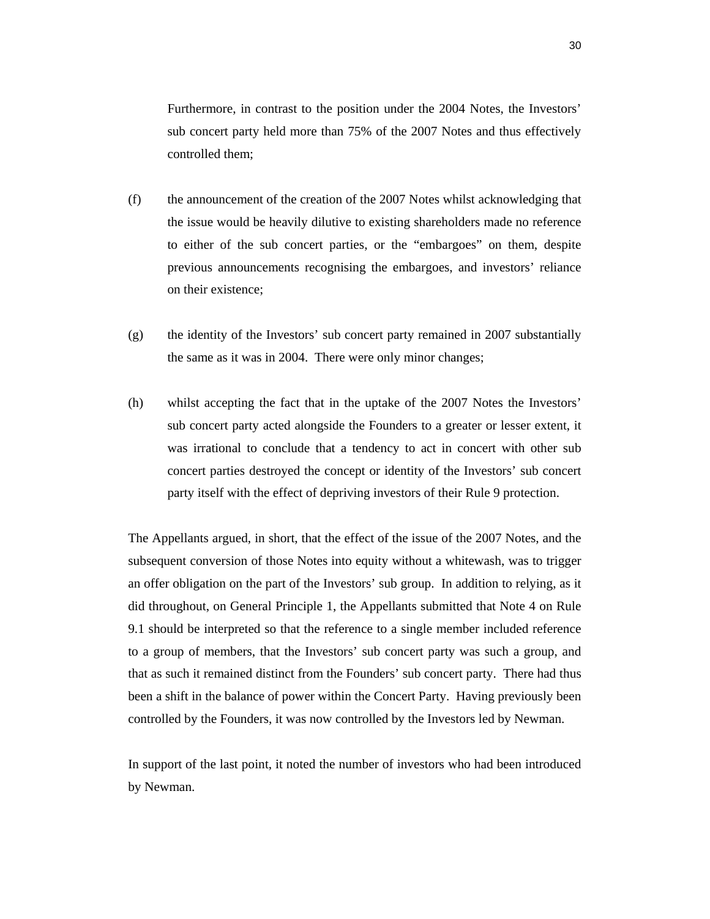Furthermore, in contrast to the position under the 2004 Notes, the Investors' sub concert party held more than 75% of the 2007 Notes and thus effectively controlled them;

(f) the announcement of the creation of the 2007 Notes whilst acknowledging that the issue would be heavily dilutive to existing shareholders made no reference to either of the sub concert parties, or the "embargoes" on them, despite previous announcements recognising the embargoes, and investors' reliance on their existence;

(g) the identity of the Investors' sub concert party remained in 2007 substantially the same as it was in 2004. There were only minor changes;

(h) whilst accepting the fact that in the uptake of the 2007 Notes the Investors' sub concert party acted alongside the Founders to a greater or lesser extent, it was irrational to conclude that a tendency to act in concert with other sub concert parties destroyed the concept or identity of the Investors' sub concert party itself with the effect of depriving investors of their Rule 9 protection.

The Appellants argued, in short, that the effect of the issue of the 2007 Notes, and the subsequent conversion of those Notes into equity without a whitewash, was to trigger an offer obligation on the part of the Investors' sub group. In addition to relying, as it did throughout, on General Principle 1, the Appellants submitted that Note 4 on Rule 9.1 should be interpreted so that the reference to a single member included reference to a group of members, that the Investors' sub concert party was such a group, and that as such it remained distinct from the Founders' sub concert party. There had thus been a shift in the balance of power within the Concert Party. Having previously been controlled by the Founders, it was now controlled by the Investors led by Newman.

In support of the last point, it noted the number of investors who had been introduced by Newman.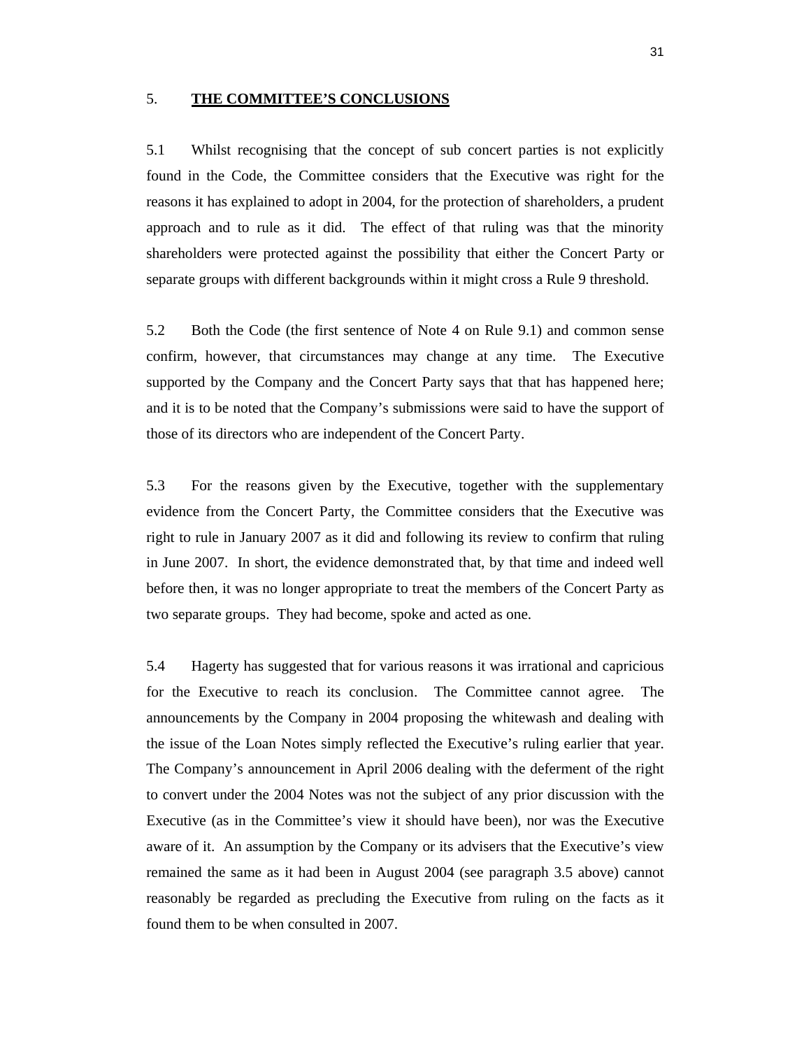## 5. **THE COMMITTEE'S CONCLUSIONS**

5.1 Whilst recognising that the concept of sub concert parties is not explicitly found in the Code, the Committee considers that the Executive was right for the reasons it has explained to adopt in 2004, for the protection of shareholders, a prudent approach and to rule as it did. The effect of that ruling was that the minority shareholders were protected against the possibility that either the Concert Party or separate groups with different backgrounds within it might cross a Rule 9 threshold.

5.2 Both the Code (the first sentence of Note 4 on Rule 9.1) and common sense confirm, however, that circumstances may change at any time. The Executive supported by the Company and the Concert Party says that that has happened here; and it is to be noted that the Company's submissions were said to have the support of those of its directors who are independent of the Concert Party.

5.3 For the reasons given by the Executive, together with the supplementary evidence from the Concert Party, the Committee considers that the Executive was right to rule in January 2007 as it did and following its review to confirm that ruling in June 2007. In short, the evidence demonstrated that, by that time and indeed well before then, it was no longer appropriate to treat the members of the Concert Party as two separate groups. They had become, spoke and acted as one.

5.4 Hagerty has suggested that for various reasons it was irrational and capricious for the Executive to reach its conclusion. The Committee cannot agree. The announcements by the Company in 2004 proposing the whitewash and dealing with the issue of the Loan Notes simply reflected the Executive's ruling earlier that year. The Company's announcement in April 2006 dealing with the deferment of the right to convert under the 2004 Notes was not the subject of any prior discussion with the Executive (as in the Committee's view it should have been), nor was the Executive aware of it. An assumption by the Company or its advisers that the Executive's view remained the same as it had been in August 2004 (see paragraph 3.5 above) cannot reasonably be regarded as precluding the Executive from ruling on the facts as it found them to be when consulted in 2007.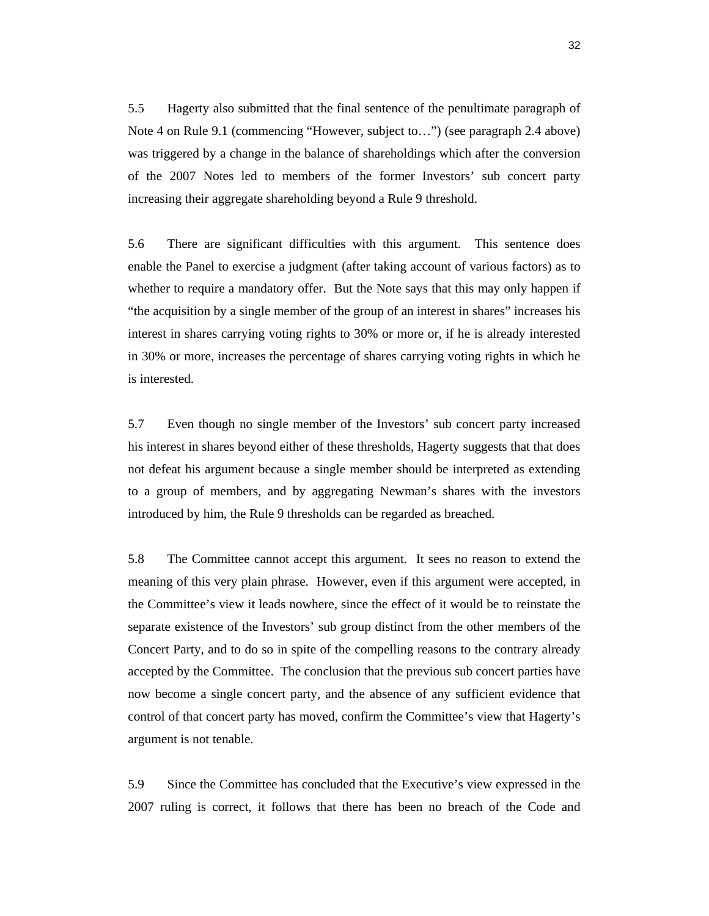5.5 Hagerty also submitted that the final sentence of the penultimate paragraph of Note 4 on Rule 9.1 (commencing "However, subject to…") (see paragraph 2.4 above) was triggered by a change in the balance of shareholdings which after the conversion of the 2007 Notes led to members of the former Investors' sub concert party increasing their aggregate shareholding beyond a Rule 9 threshold.

5.6 There are significant difficulties with this argument. This sentence does enable the Panel to exercise a judgment (after taking account of various factors) as to whether to require a mandatory offer. But the Note says that this may only happen if "the acquisition by a single member of the group of an interest in shares" increases his interest in shares carrying voting rights to 30% or more or, if he is already interested in 30% or more, increases the percentage of shares carrying voting rights in which he is interested.

5.7 Even though no single member of the Investors' sub concert party increased his interest in shares beyond either of these thresholds, Hagerty suggests that that does not defeat his argument because a single member should be interpreted as extending to a group of members, and by aggregating Newman's shares with the investors introduced by him, the Rule 9 thresholds can be regarded as breached.

5.8 The Committee cannot accept this argument. It sees no reason to extend the meaning of this very plain phrase. However, even if this argument were accepted, in the Committee's view it leads nowhere, since the effect of it would be to reinstate the separate existence of the Investors' sub group distinct from the other members of the Concert Party, and to do so in spite of the compelling reasons to the contrary already accepted by the Committee. The conclusion that the previous sub concert parties have now become a single concert party, and the absence of any sufficient evidence that control of that concert party has moved, confirm the Committee's view that Hagerty's argument is not tenable.

5.9 Since the Committee has concluded that the Executive's view expressed in the 2007 ruling is correct, it follows that there has been no breach of the Code and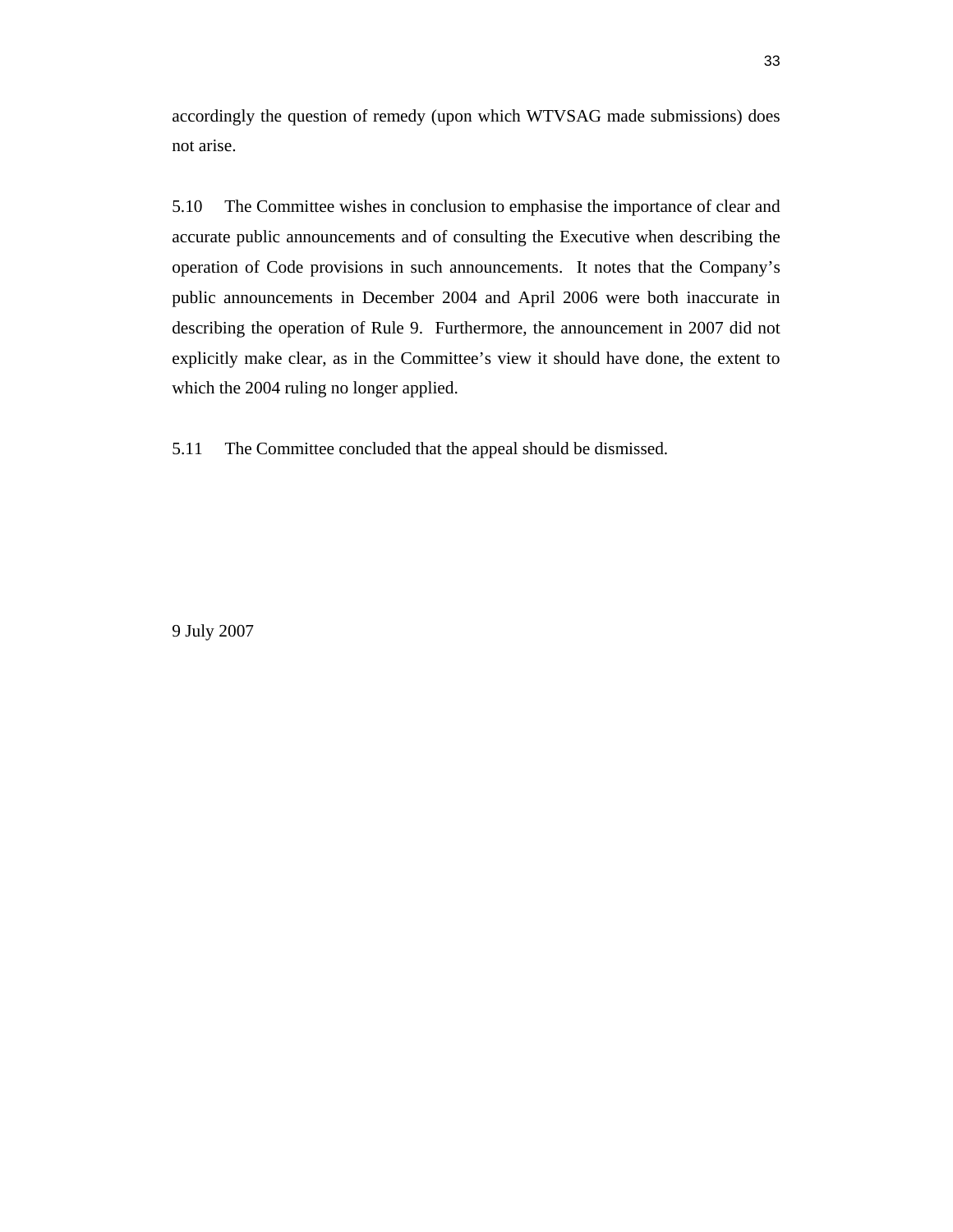accordingly the question of remedy (upon which WTVSAG made submissions) does not arise.

5.10 The Committee wishes in conclusion to emphasise the importance of clear and accurate public announcements and of consulting the Executive when describing the operation of Code provisions in such announcements. It notes that the Company's public announcements in December 2004 and April 2006 were both inaccurate in describing the operation of Rule 9. Furthermore, the announcement in 2007 did not explicitly make clear, as in the Committee's view it should have done, the extent to which the 2004 ruling no longer applied.

5.11 The Committee concluded that the appeal should be dismissed.

9 July 2007